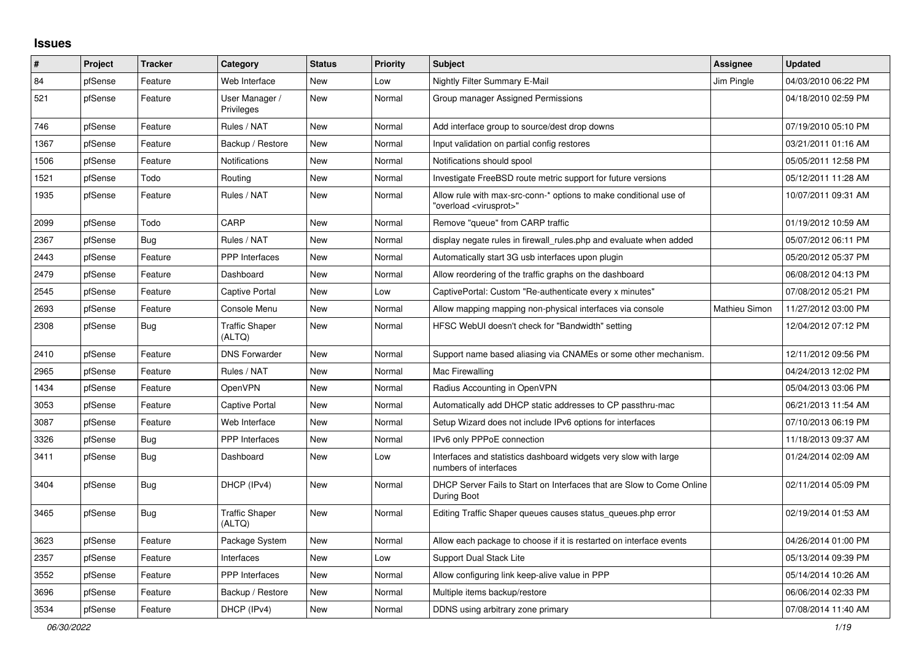# Issues

| # | Project | Tracker | Category | Status | Priority | Subject | Assignee | Updated |
|---|---|---|---|---|---|---|---|---|
| 84 | pfSense | Feature | Web Interface | New | Low | Nightly Filter Summary E-Mail | Jim Pingle | 04/03/2010 06:22 PM |
| 521 | pfSense | Feature | User Manager / Privileges | New | Normal | Group manager Assigned Permissions | | 04/18/2010 02:59 PM |
| 746 | pfSense | Feature | Rules / NAT | New | Normal | Add interface group to source/dest drop downs | | 07/19/2010 05:10 PM |
| 1367 | pfSense | Feature | Backup / Restore | New | Normal | Input validation on partial config restores | | 03/21/2011 01:16 AM |
| 1506 | pfSense | Feature | Notifications | New | Normal | Notifications should spool | | 05/05/2011 12:58 PM |
| 1521 | pfSense | Todo | Routing | New | Normal | Investigate FreeBSD route metric support for future versions | | 05/12/2011 11:28 AM |
| 1935 | pfSense | Feature | Rules / NAT | New | Normal | Allow rule with max-src-conn-* options to make conditional use of "overload <virusprot>" | | 10/07/2011 09:31 AM |
| 2099 | pfSense | Todo | CARP | New | Normal | Remove "queue" from CARP traffic | | 01/19/2012 10:59 AM |
| 2367 | pfSense | Bug | Rules / NAT | New | Normal | display negate rules in firewall_rules.php and evaluate when added | | 05/07/2012 06:11 PM |
| 2443 | pfSense | Feature | PPP Interfaces | New | Normal | Automatically start 3G usb interfaces upon plugin | | 05/20/2012 05:37 PM |
| 2479 | pfSense | Feature | Dashboard | New | Normal | Allow reordering of the traffic graphs on the dashboard | | 06/08/2012 04:13 PM |
| 2545 | pfSense | Feature | Captive Portal | New | Low | CaptivePortal: Custom "Re-authenticate every x minutes" | | 07/08/2012 05:21 PM |
| 2693 | pfSense | Feature | Console Menu | New | Normal | Allow mapping mapping non-physical interfaces via console | Mathieu Simon | 11/27/2012 03:00 PM |
| 2308 | pfSense | Bug | Traffic Shaper (ALTQ) | New | Normal | HFSC WebUI doesn't check for "Bandwidth" setting | | 12/04/2012 07:12 PM |
| 2410 | pfSense | Feature | DNS Forwarder | New | Normal | Support name based aliasing via CNAMEs or some other mechanism. | | 12/11/2012 09:56 PM |
| 2965 | pfSense | Feature | Rules / NAT | New | Normal | Mac Firewalling | | 04/24/2013 12:02 PM |
| 1434 | pfSense | Feature | OpenVPN | New | Normal | Radius Accounting in OpenVPN | | 05/04/2013 03:06 PM |
| 3053 | pfSense | Feature | Captive Portal | New | Normal | Automatically add DHCP static addresses to CP passthru-mac | | 06/21/2013 11:54 AM |
| 3087 | pfSense | Feature | Web Interface | New | Normal | Setup Wizard does not include IPv6 options for interfaces | | 07/10/2013 06:19 PM |
| 3326 | pfSense | Bug | PPP Interfaces | New | Normal | IPv6 only PPPoE connection | | 11/18/2013 09:37 AM |
| 3411 | pfSense | Bug | Dashboard | New | Low | Interfaces and statistics dashboard widgets very slow with large numbers of interfaces | | 01/24/2014 02:09 AM |
| 3404 | pfSense | Bug | DHCP (IPv4) | New | Normal | DHCP Server Fails to Start on Interfaces that are Slow to Come Online During Boot | | 02/11/2014 05:09 PM |
| 3465 | pfSense | Bug | Traffic Shaper (ALTQ) | New | Normal | Editing Traffic Shaper queues causes status_queues.php error | | 02/19/2014 01:53 AM |
| 3623 | pfSense | Feature | Package System | New | Normal | Allow each package to choose if it is restarted on interface events | | 04/26/2014 01:00 PM |
| 2357 | pfSense | Feature | Interfaces | New | Low | Support Dual Stack Lite | | 05/13/2014 09:39 PM |
| 3552 | pfSense | Feature | PPP Interfaces | New | Normal | Allow configuring link keep-alive value in PPP | | 05/14/2014 10:26 AM |
| 3696 | pfSense | Feature | Backup / Restore | New | Normal | Multiple items backup/restore | | 06/06/2014 02:33 PM |
| 3534 | pfSense | Feature | DHCP (IPv4) | New | Normal | DDNS using arbitrary zone primary | | 07/08/2014 11:40 AM |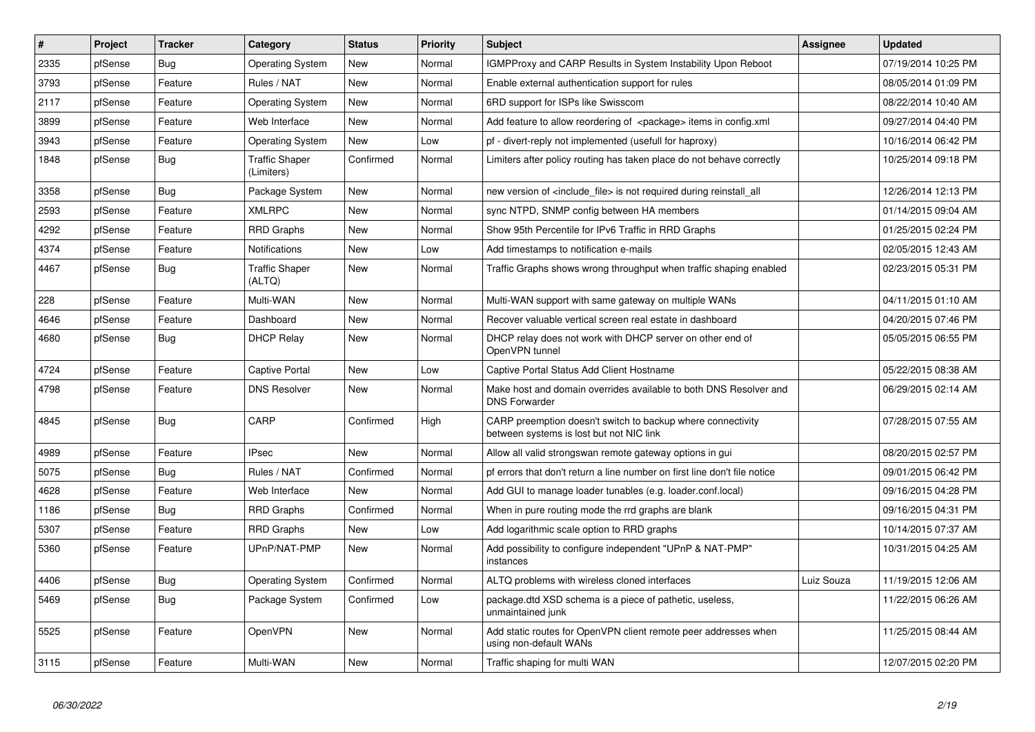| # | Project | Tracker | Category | Status | Priority | Subject | Assignee | Updated |
|---|---|---|---|---|---|---|---|---|
| 2335 | pfSense | Bug | Operating System | New | Normal | IGMPProxy and CARP Results in System Instability Upon Reboot | | 07/19/2014 10:25 PM |
| 3793 | pfSense | Feature | Rules / NAT | New | Normal | Enable external authentication support for rules | | 08/05/2014 01:09 PM |
| 2117 | pfSense | Feature | Operating System | New | Normal | 6RD support for ISPs like Swisscom | | 08/22/2014 10:40 AM |
| 3899 | pfSense | Feature | Web Interface | New | Normal | Add feature to allow reordering of <package> items in config.xml | | 09/27/2014 04:40 PM |
| 3943 | pfSense | Feature | Operating System | New | Low | pf - divert-reply not implemented (usefull for haproxy) | | 10/16/2014 06:42 PM |
| 1848 | pfSense | Bug | Traffic Shaper (Limiters) | Confirmed | Normal | Limiters after policy routing has taken place do not behave correctly | | 10/25/2014 09:18 PM |
| 3358 | pfSense | Bug | Package System | New | Normal | new version of <include_file> is not required during reinstall_all | | 12/26/2014 12:13 PM |
| 2593 | pfSense | Feature | XMLRPC | New | Normal | sync NTPD, SNMP config between HA members | | 01/14/2015 09:04 AM |
| 4292 | pfSense | Feature | RRD Graphs | New | Normal | Show 95th Percentile for IPv6 Traffic in RRD Graphs | | 01/25/2015 02:24 PM |
| 4374 | pfSense | Feature | Notifications | New | Low | Add timestamps to notification e-mails | | 02/05/2015 12:43 AM |
| 4467 | pfSense | Bug | Traffic Shaper (ALTQ) | New | Normal | Traffic Graphs shows wrong throughput when traffic shaping enabled | | 02/23/2015 05:31 PM |
| 228 | pfSense | Feature | Multi-WAN | New | Normal | Multi-WAN support with same gateway on multiple WANs | | 04/11/2015 01:10 AM |
| 4646 | pfSense | Feature | Dashboard | New | Normal | Recover valuable vertical screen real estate in dashboard | | 04/20/2015 07:46 PM |
| 4680 | pfSense | Bug | DHCP Relay | New | Normal | DHCP relay does not work with DHCP server on other end of OpenVPN tunnel | | 05/05/2015 06:55 PM |
| 4724 | pfSense | Feature | Captive Portal | New | Low | Captive Portal Status Add Client Hostname | | 05/22/2015 08:38 AM |
| 4798 | pfSense | Feature | DNS Resolver | New | Normal | Make host and domain overrides available to both DNS Resolver and DNS Forwarder | | 06/29/2015 02:14 AM |
| 4845 | pfSense | Bug | CARP | Confirmed | High | CARP preemption doesn't switch to backup where connectivity between systems is lost but not NIC link | | 07/28/2015 07:55 AM |
| 4989 | pfSense | Feature | IPsec | New | Normal | Allow all valid strongswan remote gateway options in gui | | 08/20/2015 02:57 PM |
| 5075 | pfSense | Bug | Rules / NAT | Confirmed | Normal | pf errors that don't return a line number on first line don't file notice | | 09/01/2015 06:42 PM |
| 4628 | pfSense | Feature | Web Interface | New | Normal | Add GUI to manage loader tunables (e.g. loader.conf.local) | | 09/16/2015 04:28 PM |
| 1186 | pfSense | Bug | RRD Graphs | Confirmed | Normal | When in pure routing mode the rrd graphs are blank | | 09/16/2015 04:31 PM |
| 5307 | pfSense | Feature | RRD Graphs | New | Low | Add logarithmic scale option to RRD graphs | | 10/14/2015 07:37 AM |
| 5360 | pfSense | Feature | UPnP/NAT-PMP | New | Normal | Add possibility to configure independent "UPnP & NAT-PMP" instances | | 10/31/2015 04:25 AM |
| 4406 | pfSense | Bug | Operating System | Confirmed | Normal | ALTQ problems with wireless cloned interfaces | Luiz Souza | 11/19/2015 12:06 AM |
| 5469 | pfSense | Bug | Package System | Confirmed | Low | package.dtd XSD schema is a piece of pathetic, useless, unmaintained junk | | 11/22/2015 06:26 AM |
| 5525 | pfSense | Feature | OpenVPN | New | Normal | Add static routes for OpenVPN client remote peer addresses when using non-default WANs | | 11/25/2015 08:44 AM |
| 3115 | pfSense | Feature | Multi-WAN | New | Normal | Traffic shaping for multi WAN | | 12/07/2015 02:20 PM |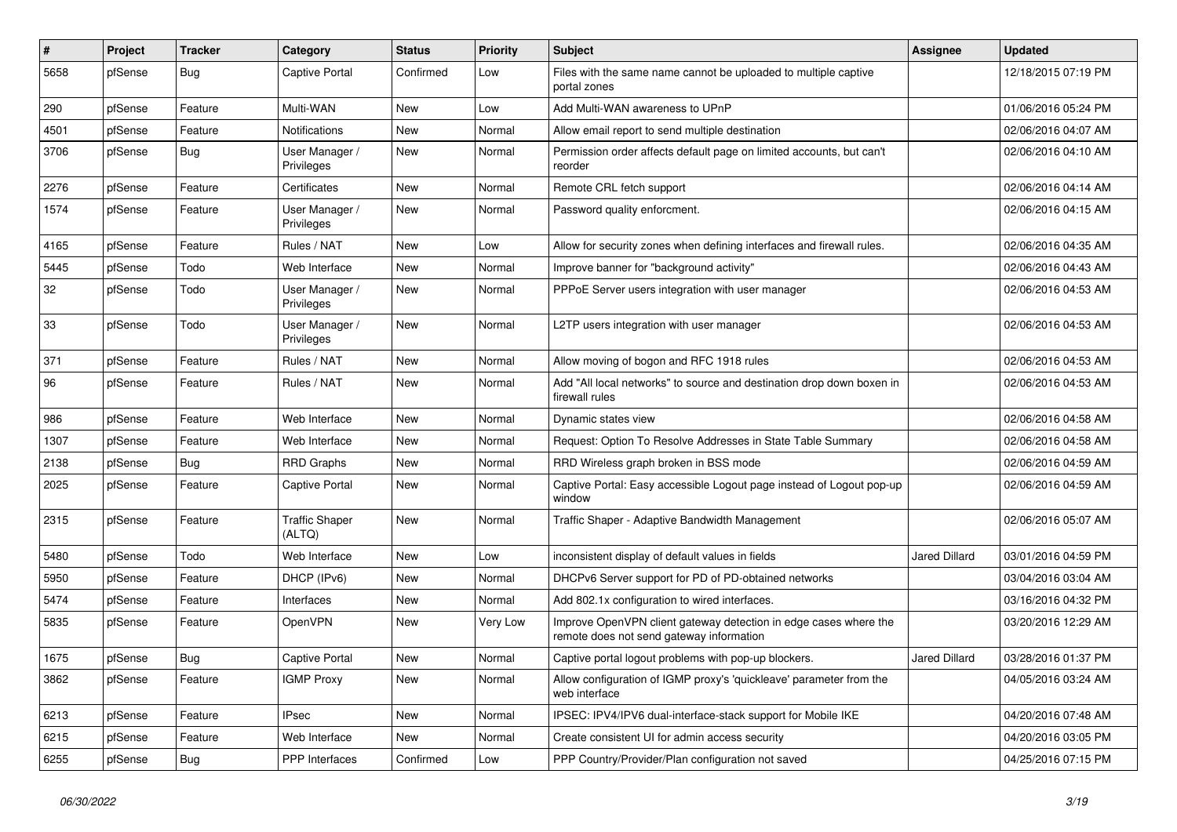| # | Project | Tracker | Category | Status | Priority | Subject | Assignee | Updated |
|---|---|---|---|---|---|---|---|---|
| 5658 | pfSense | Bug | Captive Portal | Confirmed | Low | Files with the same name cannot be uploaded to multiple captive portal zones | | 12/18/2015 07:19 PM |
| 290 | pfSense | Feature | Multi-WAN | New | Low | Add Multi-WAN awareness to UPnP | | 01/06/2016 05:24 PM |
| 4501 | pfSense | Feature | Notifications | New | Normal | Allow email report to send multiple destination | | 02/06/2016 04:07 AM |
| 3706 | pfSense | Bug | User Manager / Privileges | New | Normal | Permission order affects default page on limited accounts, but can't reorder | | 02/06/2016 04:10 AM |
| 2276 | pfSense | Feature | Certificates | New | Normal | Remote CRL fetch support | | 02/06/2016 04:14 AM |
| 1574 | pfSense | Feature | User Manager / Privileges | New | Normal | Password quality enforcment. | | 02/06/2016 04:15 AM |
| 4165 | pfSense | Feature | Rules / NAT | New | Low | Allow for security zones when defining interfaces and firewall rules. | | 02/06/2016 04:35 AM |
| 5445 | pfSense | Todo | Web Interface | New | Normal | Improve banner for "background activity" | | 02/06/2016 04:43 AM |
| 32 | pfSense | Todo | User Manager / Privileges | New | Normal | PPPoE Server users integration with user manager | | 02/06/2016 04:53 AM |
| 33 | pfSense | Todo | User Manager / Privileges | New | Normal | L2TP users integration with user manager | | 02/06/2016 04:53 AM |
| 371 | pfSense | Feature | Rules / NAT | New | Normal | Allow moving of bogon and RFC 1918 rules | | 02/06/2016 04:53 AM |
| 96 | pfSense | Feature | Rules / NAT | New | Normal | Add "All local networks" to source and destination drop down boxen in firewall rules | | 02/06/2016 04:53 AM |
| 986 | pfSense | Feature | Web Interface | New | Normal | Dynamic states view | | 02/06/2016 04:58 AM |
| 1307 | pfSense | Feature | Web Interface | New | Normal | Request: Option To Resolve Addresses in State Table Summary | | 02/06/2016 04:58 AM |
| 2138 | pfSense | Bug | RRD Graphs | New | Normal | RRD Wireless graph broken in BSS mode | | 02/06/2016 04:59 AM |
| 2025 | pfSense | Feature | Captive Portal | New | Normal | Captive Portal: Easy accessible Logout page instead of Logout pop-up window | | 02/06/2016 04:59 AM |
| 2315 | pfSense | Feature | Traffic Shaper (ALTQ) | New | Normal | Traffic Shaper - Adaptive Bandwidth Management | | 02/06/2016 05:07 AM |
| 5480 | pfSense | Todo | Web Interface | New | Low | inconsistent display of default values in fields | Jared Dillard | 03/01/2016 04:59 PM |
| 5950 | pfSense | Feature | DHCP (IPv6) | New | Normal | DHCPv6 Server support for PD of PD-obtained networks | | 03/04/2016 03:04 AM |
| 5474 | pfSense | Feature | Interfaces | New | Normal | Add 802.1x configuration to wired interfaces. | | 03/16/2016 04:32 PM |
| 5835 | pfSense | Feature | OpenVPN | New | Very Low | Improve OpenVPN client gateway detection in edge cases where the remote does not send gateway information | | 03/20/2016 12:29 AM |
| 1675 | pfSense | Bug | Captive Portal | New | Normal | Captive portal logout problems with pop-up windows. | Jared Dillard | 03/28/2016 01:37 PM |
| 3862 | pfSense | Feature | IGMP Proxy | New | Normal | Allow configuration of IGMP proxy's 'quickleave' parameter from the web interface | | 04/05/2016 03:24 AM |
| 6213 | pfSense | Feature | IPsec | New | Normal | IPSEC: IPV4/IPV6 dual-interface-stack support for Mobile IKE | | 04/20/2016 07:48 AM |
| 6215 | pfSense | Feature | Web Interface | New | Normal | Create consistent UI for admin access security | | 04/20/2016 03:05 PM |
| 6255 | pfSense | Bug | PPP Interfaces | Confirmed | Low | PPP Country/Provider/Plan configuration not saved | | 04/25/2016 07:15 PM |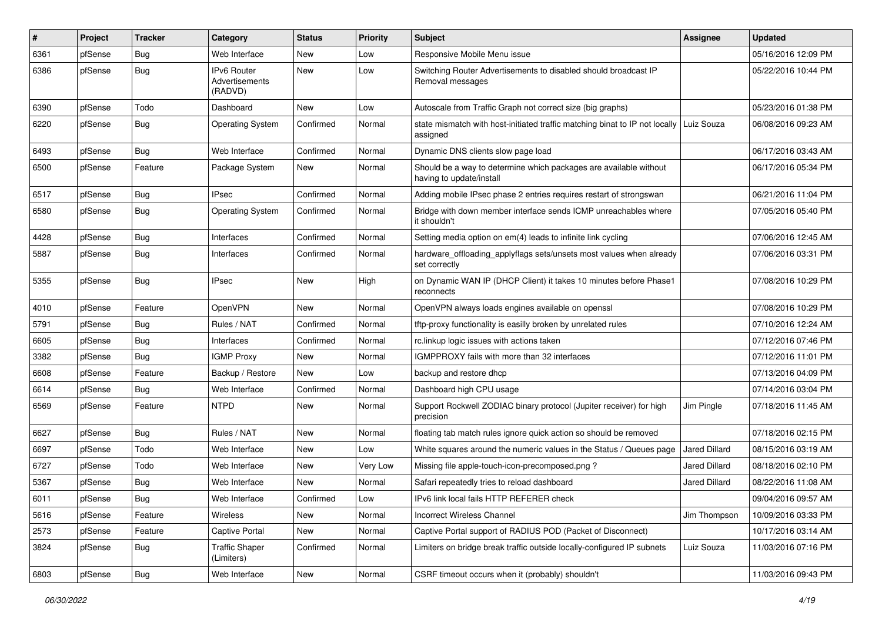| # | Project | Tracker | Category | Status | Priority | Subject | Assignee | Updated |
|---|---|---|---|---|---|---|---|---|
| 6361 | pfSense | Bug | Web Interface | New | Low | Responsive Mobile Menu issue | | 05/16/2016 12:09 PM |
| 6386 | pfSense | Bug | IPv6 Router Advertisements (RADVD) | New | Low | Switching Router Advertisements to disabled should broadcast IP Removal messages | | 05/22/2016 10:44 PM |
| 6390 | pfSense | Todo | Dashboard | New | Low | Autoscale from Traffic Graph not correct size (big graphs) | | 05/23/2016 01:38 PM |
| 6220 | pfSense | Bug | Operating System | Confirmed | Normal | state mismatch with host-initiated traffic matching binat to IP not locally assigned | Luiz Souza | 06/08/2016 09:23 AM |
| 6493 | pfSense | Bug | Web Interface | Confirmed | Normal | Dynamic DNS clients slow page load | | 06/17/2016 03:43 AM |
| 6500 | pfSense | Feature | Package System | New | Normal | Should be a way to determine which packages are available without having to update/install | | 06/17/2016 05:34 PM |
| 6517 | pfSense | Bug | IPsec | Confirmed | Normal | Adding mobile IPsec phase 2 entries requires restart of strongswan | | 06/21/2016 11:04 PM |
| 6580 | pfSense | Bug | Operating System | Confirmed | Normal | Bridge with down member interface sends ICMP unreachables where it shouldn't | | 07/05/2016 05:40 PM |
| 4428 | pfSense | Bug | Interfaces | Confirmed | Normal | Setting media option on em(4) leads to infinite link cycling | | 07/06/2016 12:45 AM |
| 5887 | pfSense | Bug | Interfaces | Confirmed | Normal | hardware_offloading_applyflags sets/unsets most values when already set correctly | | 07/06/2016 03:31 PM |
| 5355 | pfSense | Bug | IPsec | New | High | on Dynamic WAN IP (DHCP Client) it takes 10 minutes before Phase1 reconnects | | 07/08/2016 10:29 PM |
| 4010 | pfSense | Feature | OpenVPN | New | Normal | OpenVPN always loads engines available on openssl | | 07/08/2016 10:29 PM |
| 5791 | pfSense | Bug | Rules / NAT | Confirmed | Normal | tftp-proxy functionality is easilly broken by unrelated rules | | 07/10/2016 12:24 AM |
| 6605 | pfSense | Bug | Interfaces | Confirmed | Normal | rc.linkup logic issues with actions taken | | 07/12/2016 07:46 PM |
| 3382 | pfSense | Bug | IGMP Proxy | New | Normal | IGMPPROXY fails with more than 32 interfaces | | 07/12/2016 11:01 PM |
| 6608 | pfSense | Feature | Backup / Restore | New | Low | backup and restore dhcp | | 07/13/2016 04:09 PM |
| 6614 | pfSense | Bug | Web Interface | Confirmed | Normal | Dashboard high CPU usage | | 07/14/2016 03:04 PM |
| 6569 | pfSense | Feature | NTPD | New | Normal | Support Rockwell ZODIAC binary protocol (Jupiter receiver) for high precision | Jim Pingle | 07/18/2016 11:45 AM |
| 6627 | pfSense | Bug | Rules / NAT | New | Normal | floating tab match rules ignore quick action so should be removed | | 07/18/2016 02:15 PM |
| 6697 | pfSense | Todo | Web Interface | New | Low | White squares around the numeric values in the Status / Queues page | Jared Dillard | 08/15/2016 03:19 AM |
| 6727 | pfSense | Todo | Web Interface | New | Very Low | Missing file apple-touch-icon-precomposed.png ? | Jared Dillard | 08/18/2016 02:10 PM |
| 5367 | pfSense | Bug | Web Interface | New | Normal | Safari repeatedly tries to reload dashboard | Jared Dillard | 08/22/2016 11:08 AM |
| 6011 | pfSense | Bug | Web Interface | Confirmed | Low | IPv6 link local fails HTTP REFERER check | | 09/04/2016 09:57 AM |
| 5616 | pfSense | Feature | Wireless | New | Normal | Incorrect Wireless Channel | Jim Thompson | 10/09/2016 03:33 PM |
| 2573 | pfSense | Feature | Captive Portal | New | Normal | Captive Portal support of RADIUS POD (Packet of Disconnect) | | 10/17/2016 03:14 AM |
| 3824 | pfSense | Bug | Traffic Shaper (Limiters) | Confirmed | Normal | Limiters on bridge break traffic outside locally-configured IP subnets | Luiz Souza | 11/03/2016 07:16 PM |
| 6803 | pfSense | Bug | Web Interface | New | Normal | CSRF timeout occurs when it (probably) shouldn't | | 11/03/2016 09:43 PM |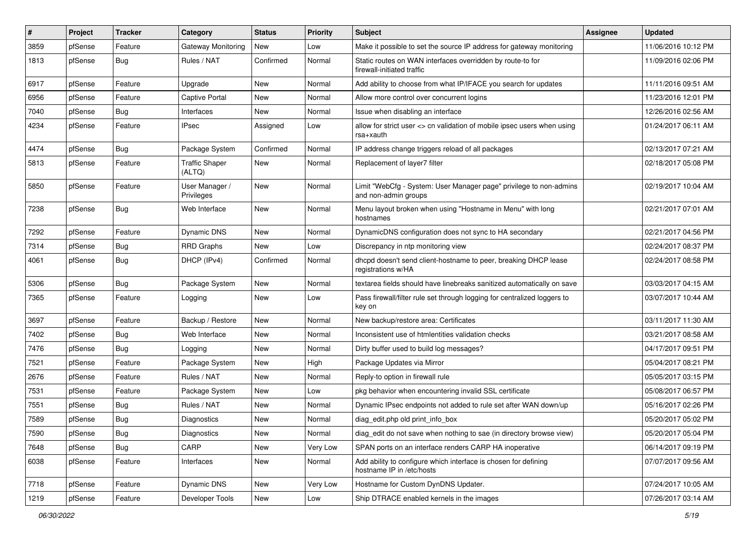| # | Project | Tracker | Category | Status | Priority | Subject | Assignee | Updated |
|---|---|---|---|---|---|---|---|---|
| 3859 | pfSense | Feature | Gateway Monitoring | New | Low | Make it possible to set the source IP address for gateway monitoring | | 11/06/2016 10:12 PM |
| 1813 | pfSense | Bug | Rules / NAT | Confirmed | Normal | Static routes on WAN interfaces overridden by route-to for firewall-initiated traffic | | 11/09/2016 02:06 PM |
| 6917 | pfSense | Feature | Upgrade | New | Normal | Add ability to choose from what IP/IFACE you search for updates | | 11/11/2016 09:51 AM |
| 6956 | pfSense | Feature | Captive Portal | New | Normal | Allow more control over concurrent logins | | 11/23/2016 12:01 PM |
| 7040 | pfSense | Bug | Interfaces | New | Normal | Issue when disabling an interface | | 12/26/2016 02:56 AM |
| 4234 | pfSense | Feature | IPsec | Assigned | Low | allow for strict user <> cn validation of mobile ipsec users when using rsa+xauth | | 01/24/2017 06:11 AM |
| 4474 | pfSense | Bug | Package System | Confirmed | Normal | IP address change triggers reload of all packages | | 02/13/2017 07:21 AM |
| 5813 | pfSense | Feature | Traffic Shaper (ALTQ) | New | Normal | Replacement of layer7 filter | | 02/18/2017 05:08 PM |
| 5850 | pfSense | Feature | User Manager / Privileges | New | Normal | Limit "WebCfg - System: User Manager page" privilege to non-admins and non-admin groups | | 02/19/2017 10:04 AM |
| 7238 | pfSense | Bug | Web Interface | New | Normal | Menu layout broken when using "Hostname in Menu" with long hostnames | | 02/21/2017 07:01 AM |
| 7292 | pfSense | Feature | Dynamic DNS | New | Normal | DynamicDNS configuration does not sync to HA secondary | | 02/21/2017 04:56 PM |
| 7314 | pfSense | Bug | RRD Graphs | New | Low | Discrepancy in ntp monitoring view | | 02/24/2017 08:37 PM |
| 4061 | pfSense | Bug | DHCP (IPv4) | Confirmed | Normal | dhcpd doesn't send client-hostname to peer, breaking DHCP lease registrations w/HA | | 02/24/2017 08:58 PM |
| 5306 | pfSense | Bug | Package System | New | Normal | textarea fields should have linebreaks sanitized automatically on save | | 03/03/2017 04:15 AM |
| 7365 | pfSense | Feature | Logging | New | Low | Pass firewall/filter rule set through logging for centralized loggers to key on | | 03/07/2017 10:44 AM |
| 3697 | pfSense | Feature | Backup / Restore | New | Normal | New backup/restore area: Certificates | | 03/11/2017 11:30 AM |
| 7402 | pfSense | Bug | Web Interface | New | Normal | Inconsistent use of htmlentities validation checks | | 03/21/2017 08:58 AM |
| 7476 | pfSense | Bug | Logging | New | Normal | Dirty buffer used to build log messages? | | 04/17/2017 09:51 PM |
| 7521 | pfSense | Feature | Package System | New | High | Package Updates via Mirror | | 05/04/2017 08:21 PM |
| 2676 | pfSense | Feature | Rules / NAT | New | Normal | Reply-to option in firewall rule | | 05/05/2017 03:15 PM |
| 7531 | pfSense | Feature | Package System | New | Low | pkg behavior when encountering invalid SSL certificate | | 05/08/2017 06:57 PM |
| 7551 | pfSense | Bug | Rules / NAT | New | Normal | Dynamic IPsec endpoints not added to rule set after WAN down/up | | 05/16/2017 02:26 PM |
| 7589 | pfSense | Bug | Diagnostics | New | Normal | diag_edit.php old print_info_box | | 05/20/2017 05:02 PM |
| 7590 | pfSense | Bug | Diagnostics | New | Normal | diag_edit do not save when nothing to sae (in directory browse view) | | 05/20/2017 05:04 PM |
| 7648 | pfSense | Bug | CARP | New | Very Low | SPAN ports on an interface renders CARP HA inoperative | | 06/14/2017 09:19 PM |
| 6038 | pfSense | Feature | Interfaces | New | Normal | Add ability to configure which interface is chosen for defining hostname IP in /etc/hosts | | 07/07/2017 09:56 AM |
| 7718 | pfSense | Feature | Dynamic DNS | New | Very Low | Hostname for Custom DynDNS Updater. | | 07/24/2017 10:05 AM |
| 1219 | pfSense | Feature | Developer Tools | New | Low | Ship DTRACE enabled kernels in the images | | 07/26/2017 03:14 AM |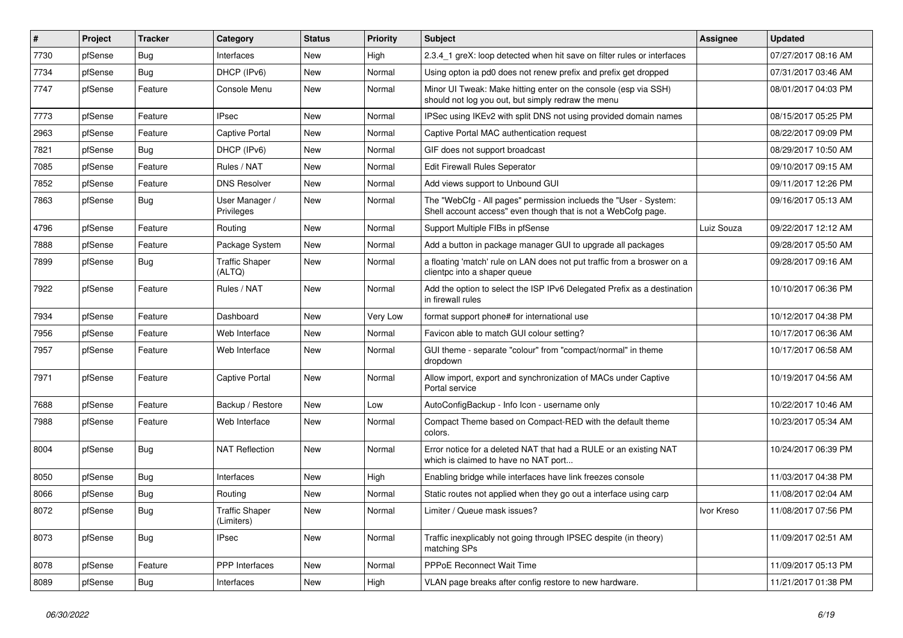| # | Project | Tracker | Category | Status | Priority | Subject | Assignee | Updated |
|---|---|---|---|---|---|---|---|---|
| 7730 | pfSense | Bug | Interfaces | New | High | 2.3.4_1 greX: loop detected when hit save on filter rules or interfaces | | 07/27/2017 08:16 AM |
| 7734 | pfSense | Bug | DHCP (IPv6) | New | Normal | Using opton ia pd0 does not renew prefix and prefix get dropped | | 07/31/2017 03:46 AM |
| 7747 | pfSense | Feature | Console Menu | New | Normal | Minor UI Tweak: Make hitting enter on the console (esp via SSH) should not log you out, but simply redraw the menu | | 08/01/2017 04:03 PM |
| 7773 | pfSense | Feature | IPsec | New | Normal | IPSec using IKEv2 with split DNS not using provided domain names | | 08/15/2017 05:25 PM |
| 2963 | pfSense | Feature | Captive Portal | New | Normal | Captive Portal MAC authentication request | | 08/22/2017 09:09 PM |
| 7821 | pfSense | Bug | DHCP (IPv6) | New | Normal | GIF does not support broadcast | | 08/29/2017 10:50 AM |
| 7085 | pfSense | Feature | Rules / NAT | New | Normal | Edit Firewall Rules Seperator | | 09/10/2017 09:15 AM |
| 7852 | pfSense | Feature | DNS Resolver | New | Normal | Add views support to Unbound GUI | | 09/11/2017 12:26 PM |
| 7863 | pfSense | Bug | User Manager / Privileges | New | Normal | The "WebCfg - All pages" permission inclueds the "User - System: Shell account access" even though that is not a WebCofg page. | | 09/16/2017 05:13 AM |
| 4796 | pfSense | Feature | Routing | New | Normal | Support Multiple FIBs in pfSense | Luiz Souza | 09/22/2017 12:12 AM |
| 7888 | pfSense | Feature | Package System | New | Normal | Add a button in package manager GUI to upgrade all packages | | 09/28/2017 05:50 AM |
| 7899 | pfSense | Bug | Traffic Shaper (ALTQ) | New | Normal | a floating 'match' rule on LAN does not put traffic from a broswer on a clientpc into a shaper queue | | 09/28/2017 09:16 AM |
| 7922 | pfSense | Feature | Rules / NAT | New | Normal | Add the option to select the ISP IPv6 Delegated Prefix as a destination in firewall rules | | 10/10/2017 06:36 PM |
| 7934 | pfSense | Feature | Dashboard | New | Very Low | format support phone# for international use | | 10/12/2017 04:38 PM |
| 7956 | pfSense | Feature | Web Interface | New | Normal | Favicon able to match GUI colour setting? | | 10/17/2017 06:36 AM |
| 7957 | pfSense | Feature | Web Interface | New | Normal | GUI theme - separate "colour" from "compact/normal" in theme dropdown | | 10/17/2017 06:58 AM |
| 7971 | pfSense | Feature | Captive Portal | New | Normal | Allow import, export and synchronization of MACs under Captive Portal service | | 10/19/2017 04:56 AM |
| 7688 | pfSense | Feature | Backup / Restore | New | Low | AutoConfigBackup - Info Icon - username only | | 10/22/2017 10:46 AM |
| 7988 | pfSense | Feature | Web Interface | New | Normal | Compact Theme based on Compact-RED with the default theme colors. | | 10/23/2017 05:34 AM |
| 8004 | pfSense | Bug | NAT Reflection | New | Normal | Error notice for a deleted NAT that had a RULE or an existing NAT which is claimed to have no NAT port... | | 10/24/2017 06:39 PM |
| 8050 | pfSense | Bug | Interfaces | New | High | Enabling bridge while interfaces have link freezes console | | 11/03/2017 04:38 PM |
| 8066 | pfSense | Bug | Routing | New | Normal | Static routes not applied when they go out a interface using carp | | 11/08/2017 02:04 AM |
| 8072 | pfSense | Bug | Traffic Shaper (Limiters) | New | Normal | Limiter / Queue mask issues? | Ivor Kreso | 11/08/2017 07:56 PM |
| 8073 | pfSense | Bug | IPsec | New | Normal | Traffic inexplicably not going through IPSEC despite (in theory) matching SPs | | 11/09/2017 02:51 AM |
| 8078 | pfSense | Feature | PPP Interfaces | New | Normal | PPPoE Reconnect Wait Time | | 11/09/2017 05:13 PM |
| 8089 | pfSense | Bug | Interfaces | New | High | VLAN page breaks after config restore to new hardware. | | 11/21/2017 01:38 PM |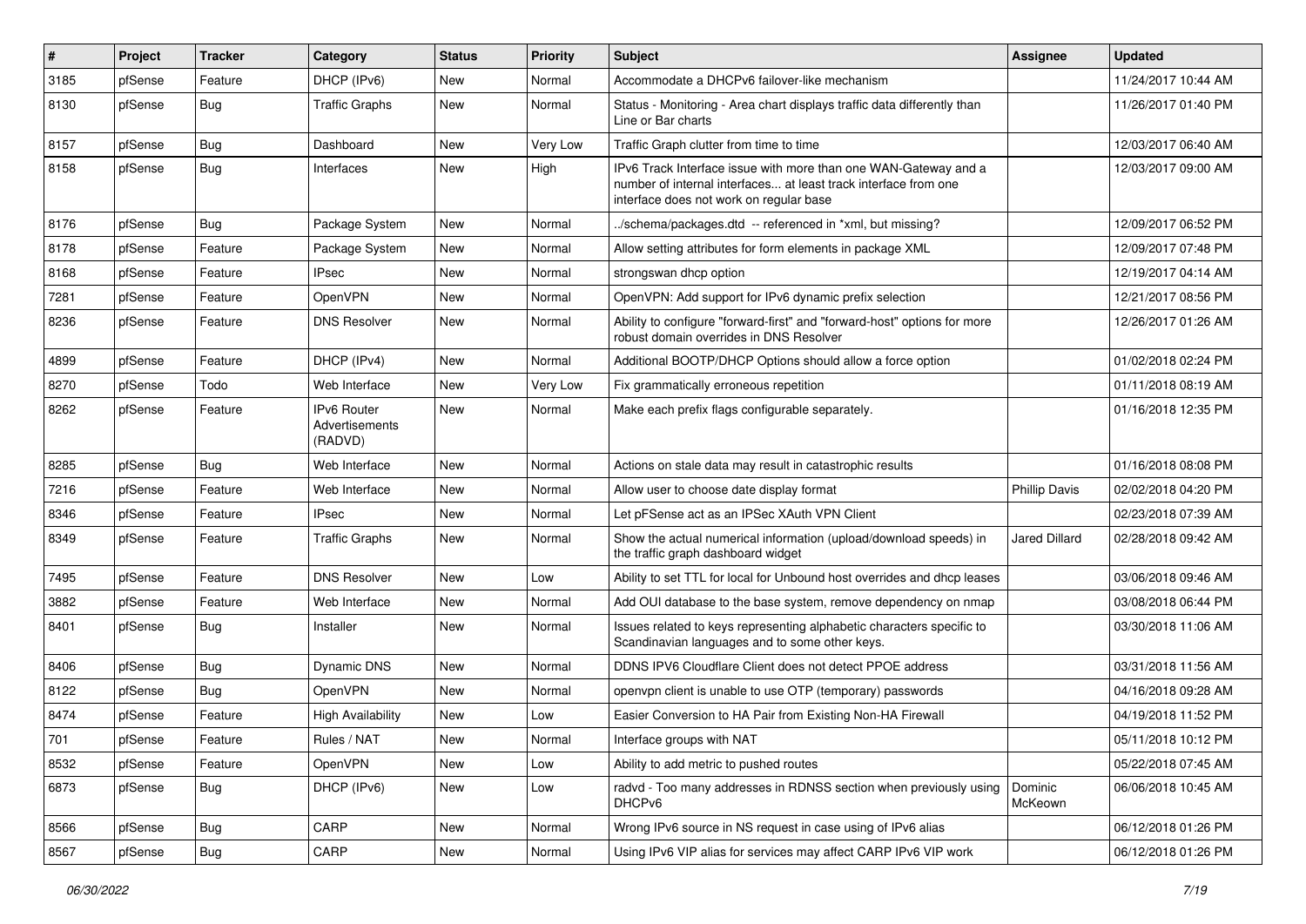| # | Project | Tracker | Category | Status | Priority | Subject | Assignee | Updated |
|---|---|---|---|---|---|---|---|---|
| 3185 | pfSense | Feature | DHCP (IPv6) | New | Normal | Accommodate a DHCPv6 failover-like mechanism | | 11/24/2017 10:44 AM |
| 8130 | pfSense | Bug | Traffic Graphs | New | Normal | Status - Monitoring - Area chart displays traffic data differently than Line or Bar charts | | 11/26/2017 01:40 PM |
| 8157 | pfSense | Bug | Dashboard | New | Very Low | Traffic Graph clutter from time to time | | 12/03/2017 06:40 AM |
| 8158 | pfSense | Bug | Interfaces | New | High | IPv6 Track Interface issue with more than one WAN-Gateway and a number of internal interfaces... at least track interface from one interface does not work on regular base | | 12/03/2017 09:00 AM |
| 8176 | pfSense | Bug | Package System | New | Normal | ../schema/packages.dtd -- referenced in *xml, but missing? | | 12/09/2017 06:52 PM |
| 8178 | pfSense | Feature | Package System | New | Normal | Allow setting attributes for form elements in package XML | | 12/09/2017 07:48 PM |
| 8168 | pfSense | Feature | IPsec | New | Normal | strongswan dhcp option | | 12/19/2017 04:14 AM |
| 7281 | pfSense | Feature | OpenVPN | New | Normal | OpenVPN: Add support for IPv6 dynamic prefix selection | | 12/21/2017 08:56 PM |
| 8236 | pfSense | Feature | DNS Resolver | New | Normal | Ability to configure "forward-first" and "forward-host" options for more robust domain overrides in DNS Resolver | | 12/26/2017 01:26 AM |
| 4899 | pfSense | Feature | DHCP (IPv4) | New | Normal | Additional BOOTP/DHCP Options should allow a force option | | 01/02/2018 02:24 PM |
| 8270 | pfSense | Todo | Web Interface | New | Very Low | Fix grammatically erroneous repetition | | 01/11/2018 08:19 AM |
| 8262 | pfSense | Feature | IPv6 Router Advertisements (RADVD) | New | Normal | Make each prefix flags configurable separately. | | 01/16/2018 12:35 PM |
| 8285 | pfSense | Bug | Web Interface | New | Normal | Actions on stale data may result in catastrophic results | | 01/16/2018 08:08 PM |
| 7216 | pfSense | Feature | Web Interface | New | Normal | Allow user to choose date display format | Phillip Davis | 02/02/2018 04:20 PM |
| 8346 | pfSense | Feature | IPsec | New | Normal | Let pFSense act as an IPSec XAuth VPN Client | | 02/23/2018 07:39 AM |
| 8349 | pfSense | Feature | Traffic Graphs | New | Normal | Show the actual numerical information (upload/download speeds) in the traffic graph dashboard widget | Jared Dillard | 02/28/2018 09:42 AM |
| 7495 | pfSense | Feature | DNS Resolver | New | Low | Ability to set TTL for local for Unbound host overrides and dhcp leases | | 03/06/2018 09:46 AM |
| 3882 | pfSense | Feature | Web Interface | New | Normal | Add OUI database to the base system, remove dependency on nmap | | 03/08/2018 06:44 PM |
| 8401 | pfSense | Bug | Installer | New | Normal | Issues related to keys representing alphabetic characters specific to Scandinavian languages and to some other keys. | | 03/30/2018 11:06 AM |
| 8406 | pfSense | Bug | Dynamic DNS | New | Normal | DDNS IPV6 Cloudflare Client does not detect PPOE address | | 03/31/2018 11:56 AM |
| 8122 | pfSense | Bug | OpenVPN | New | Normal | openvpn client is unable to use OTP (temporary) passwords | | 04/16/2018 09:28 AM |
| 8474 | pfSense | Feature | High Availability | New | Low | Easier Conversion to HA Pair from Existing Non-HA Firewall | | 04/19/2018 11:52 PM |
| 701 | pfSense | Feature | Rules / NAT | New | Normal | Interface groups with NAT | | 05/11/2018 10:12 PM |
| 8532 | pfSense | Feature | OpenVPN | New | Low | Ability to add metric to pushed routes | | 05/22/2018 07:45 AM |
| 6873 | pfSense | Bug | DHCP (IPv6) | New | Low | radvd - Too many addresses in RDNSS section when previously using DHCPv6 | Dominic McKeown | 06/06/2018 10:45 AM |
| 8566 | pfSense | Bug | CARP | New | Normal | Wrong IPv6 source in NS request in case using of IPv6 alias | | 06/12/2018 01:26 PM |
| 8567 | pfSense | Bug | CARP | New | Normal | Using IPv6 VIP alias for services may affect CARP IPv6 VIP work | | 06/12/2018 01:26 PM |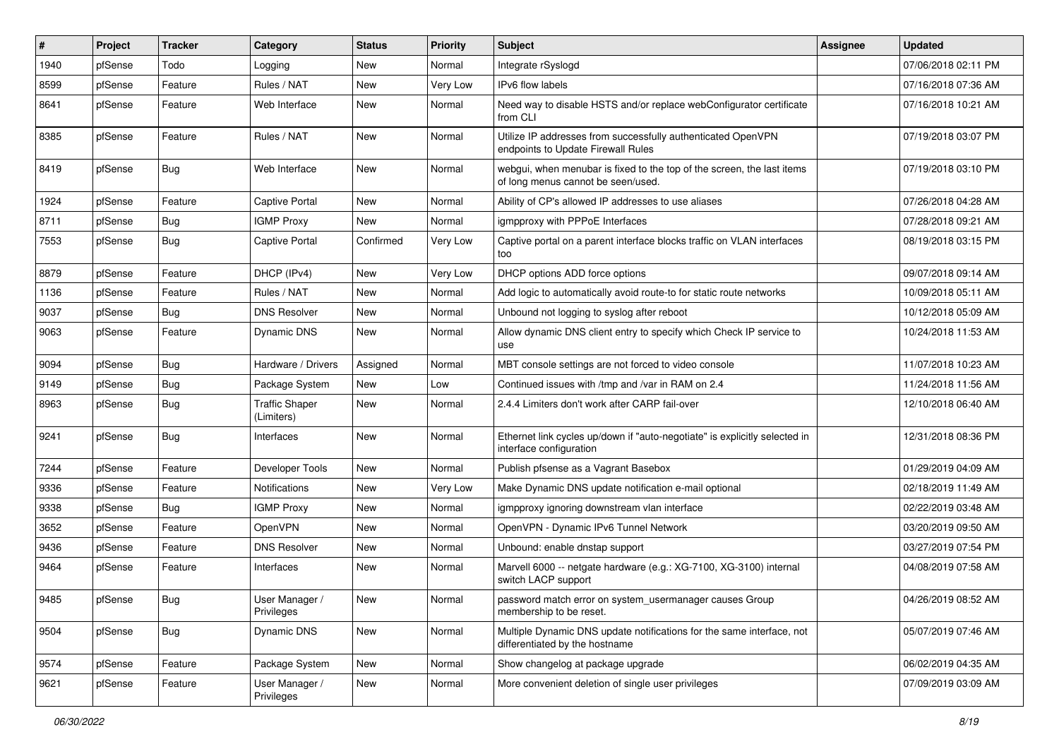| # | Project | Tracker | Category | Status | Priority | Subject | Assignee | Updated |
|---|---|---|---|---|---|---|---|---|
| 1940 | pfSense | Todo | Logging | New | Normal | Integrate rSyslogd | | 07/06/2018 02:11 PM |
| 8599 | pfSense | Feature | Rules / NAT | New | Very Low | IPv6 flow labels | | 07/16/2018 07:36 AM |
| 8641 | pfSense | Feature | Web Interface | New | Normal | Need way to disable HSTS and/or replace webConfigurator certificate from CLI | | 07/16/2018 10:21 AM |
| 8385 | pfSense | Feature | Rules / NAT | New | Normal | Utilize IP addresses from successfully authenticated OpenVPN endpoints to Update Firewall Rules | | 07/19/2018 03:07 PM |
| 8419 | pfSense | Bug | Web Interface | New | Normal | webgui, when menubar is fixed to the top of the screen, the last items of long menus cannot be seen/used. | | 07/19/2018 03:10 PM |
| 1924 | pfSense | Feature | Captive Portal | New | Normal | Ability of CP's allowed IP addresses to use aliases | | 07/26/2018 04:28 AM |
| 8711 | pfSense | Bug | IGMP Proxy | New | Normal | igmpproxy with PPPoE Interfaces | | 07/28/2018 09:21 AM |
| 7553 | pfSense | Bug | Captive Portal | Confirmed | Very Low | Captive portal on a parent interface blocks traffic on VLAN interfaces too | | 08/19/2018 03:15 PM |
| 8879 | pfSense | Feature | DHCP (IPv4) | New | Very Low | DHCP options ADD force options | | 09/07/2018 09:14 AM |
| 1136 | pfSense | Feature | Rules / NAT | New | Normal | Add logic to automatically avoid route-to for static route networks | | 10/09/2018 05:11 AM |
| 9037 | pfSense | Bug | DNS Resolver | New | Normal | Unbound not logging to syslog after reboot | | 10/12/2018 05:09 AM |
| 9063 | pfSense | Feature | Dynamic DNS | New | Normal | Allow dynamic DNS client entry to specify which Check IP service to use | | 10/24/2018 11:53 AM |
| 9094 | pfSense | Bug | Hardware / Drivers | Assigned | Normal | MBT console settings are not forced to video console | | 11/07/2018 10:23 AM |
| 9149 | pfSense | Bug | Package System | New | Low | Continued issues with /tmp and /var in RAM on 2.4 | | 11/24/2018 11:56 AM |
| 8963 | pfSense | Bug | Traffic Shaper (Limiters) | New | Normal | 2.4.4 Limiters don't work after CARP fail-over | | 12/10/2018 06:40 AM |
| 9241 | pfSense | Bug | Interfaces | New | Normal | Ethernet link cycles up/down if "auto-negotiate" is explicitly selected in interface configuration | | 12/31/2018 08:36 PM |
| 7244 | pfSense | Feature | Developer Tools | New | Normal | Publish pfsense as a Vagrant Basebox | | 01/29/2019 04:09 AM |
| 9336 | pfSense | Feature | Notifications | New | Very Low | Make Dynamic DNS update notification e-mail optional | | 02/18/2019 11:49 AM |
| 9338 | pfSense | Bug | IGMP Proxy | New | Normal | igmpproxy ignoring downstream vlan interface | | 02/22/2019 03:48 AM |
| 3652 | pfSense | Feature | OpenVPN | New | Normal | OpenVPN - Dynamic IPv6 Tunnel Network | | 03/20/2019 09:50 AM |
| 9436 | pfSense | Feature | DNS Resolver | New | Normal | Unbound: enable dnstap support | | 03/27/2019 07:54 PM |
| 9464 | pfSense | Feature | Interfaces | New | Normal | Marvell 6000 -- netgate hardware (e.g.: XG-7100, XG-3100) internal switch LACP support | | 04/08/2019 07:58 AM |
| 9485 | pfSense | Bug | User Manager / Privileges | New | Normal | password match error on system_usermanager causes Group membership to be reset. | | 04/26/2019 08:52 AM |
| 9504 | pfSense | Bug | Dynamic DNS | New | Normal | Multiple Dynamic DNS update notifications for the same interface, not differentiated by the hostname | | 05/07/2019 07:46 AM |
| 9574 | pfSense | Feature | Package System | New | Normal | Show changelog at package upgrade | | 06/02/2019 04:35 AM |
| 9621 | pfSense | Feature | User Manager / Privileges | New | Normal | More convenient deletion of single user privileges | | 07/09/2019 03:09 AM |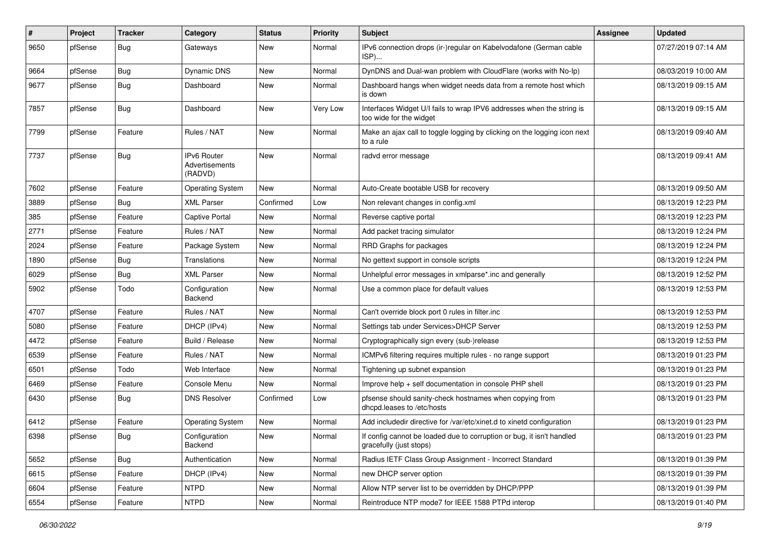| # | Project | Tracker | Category | Status | Priority | Subject | Assignee | Updated |
|---|---|---|---|---|---|---|---|---|
| 9650 | pfSense | Bug | Gateways | New | Normal | IPv6 connection drops (ir-)regular on Kabelvodafone (German cable ISP)... | | 07/27/2019 07:14 AM |
| 9664 | pfSense | Bug | Dynamic DNS | New | Normal | DynDNS and Dual-wan problem with CloudFlare (works with No-Ip) | | 08/03/2019 10:00 AM |
| 9677 | pfSense | Bug | Dashboard | New | Normal | Dashboard hangs when widget needs data from a remote host which is down | | 08/13/2019 09:15 AM |
| 7857 | pfSense | Bug | Dashboard | New | Very Low | Interfaces Widget U/I fails to wrap IPV6 addresses when the string is too wide for the widget | | 08/13/2019 09:15 AM |
| 7799 | pfSense | Feature | Rules / NAT | New | Normal | Make an ajax call to toggle logging by clicking on the logging icon next to a rule | | 08/13/2019 09:40 AM |
| 7737 | pfSense | Bug | IPv6 Router Advertisements (RADVD) | New | Normal | radvd error message | | 08/13/2019 09:41 AM |
| 7602 | pfSense | Feature | Operating System | New | Normal | Auto-Create bootable USB for recovery | | 08/13/2019 09:50 AM |
| 3889 | pfSense | Bug | XML Parser | Confirmed | Low | Non relevant changes in config.xml | | 08/13/2019 12:23 PM |
| 385 | pfSense | Feature | Captive Portal | New | Normal | Reverse captive portal | | 08/13/2019 12:23 PM |
| 2771 | pfSense | Feature | Rules / NAT | New | Normal | Add packet tracing simulator | | 08/13/2019 12:24 PM |
| 2024 | pfSense | Feature | Package System | New | Normal | RRD Graphs for packages | | 08/13/2019 12:24 PM |
| 1890 | pfSense | Bug | Translations | New | Normal | No gettext support in console scripts | | 08/13/2019 12:24 PM |
| 6029 | pfSense | Bug | XML Parser | New | Normal | Unhelpful error messages in xmlparse*.inc and generally | | 08/13/2019 12:52 PM |
| 5902 | pfSense | Todo | Configuration Backend | New | Normal | Use a common place for default values | | 08/13/2019 12:53 PM |
| 4707 | pfSense | Feature | Rules / NAT | New | Normal | Can't override block port 0 rules in filter.inc | | 08/13/2019 12:53 PM |
| 5080 | pfSense | Feature | DHCP (IPv4) | New | Normal | Settings tab under Services>DHCP Server | | 08/13/2019 12:53 PM |
| 4472 | pfSense | Feature | Build / Release | New | Normal | Cryptographically sign every (sub-)release | | 08/13/2019 12:53 PM |
| 6539 | pfSense | Feature | Rules / NAT | New | Normal | ICMPv6 filtering requires multiple rules - no range support | | 08/13/2019 01:23 PM |
| 6501 | pfSense | Todo | Web Interface | New | Normal | Tightening up subnet expansion | | 08/13/2019 01:23 PM |
| 6469 | pfSense | Feature | Console Menu | New | Normal | Improve help + self documentation in console PHP shell | | 08/13/2019 01:23 PM |
| 6430 | pfSense | Bug | DNS Resolver | Confirmed | Low | pfsense should sanity-check hostnames when copying from dhcpd.leases to /etc/hosts | | 08/13/2019 01:23 PM |
| 6412 | pfSense | Feature | Operating System | New | Normal | Add includedir directive for /var/etc/xinet.d to xinetd configuration | | 08/13/2019 01:23 PM |
| 6398 | pfSense | Bug | Configuration Backend | New | Normal | If config cannot be loaded due to corruption or bug, it isn't handled gracefully (just stops) | | 08/13/2019 01:23 PM |
| 5652 | pfSense | Bug | Authentication | New | Normal | Radius IETF Class Group Assignment - Incorrect Standard | | 08/13/2019 01:39 PM |
| 6615 | pfSense | Feature | DHCP (IPv4) | New | Normal | new DHCP server option | | 08/13/2019 01:39 PM |
| 6604 | pfSense | Feature | NTPD | New | Normal | Allow NTP server list to be overridden by DHCP/PPP | | 08/13/2019 01:39 PM |
| 6554 | pfSense | Feature | NTPD | New | Normal | Reintroduce NTP mode7 for IEEE 1588 PTPd interop | | 08/13/2019 01:40 PM |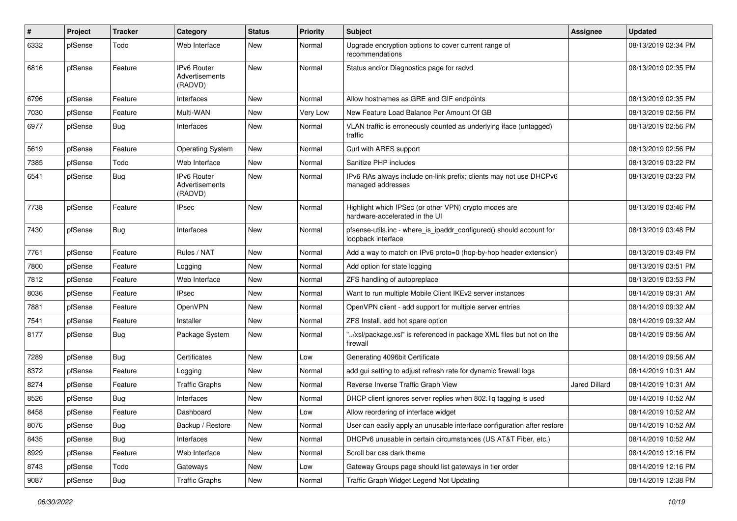| # | Project | Tracker | Category | Status | Priority | Subject | Assignee | Updated |
|---|---|---|---|---|---|---|---|---|
| 6332 | pfSense | Todo | Web Interface | New | Normal | Upgrade encryption options to cover current range of recommendations | | 08/13/2019 02:34 PM |
| 6816 | pfSense | Feature | IPv6 Router Advertisements (RADVD) | New | Normal | Status and/or Diagnostics page for radvd | | 08/13/2019 02:35 PM |
| 6796 | pfSense | Feature | Interfaces | New | Normal | Allow hostnames as GRE and GIF endpoints | | 08/13/2019 02:35 PM |
| 7030 | pfSense | Feature | Multi-WAN | New | Very Low | New Feature Load Balance Per Amount Of GB | | 08/13/2019 02:56 PM |
| 6977 | pfSense | Bug | Interfaces | New | Normal | VLAN traffic is erroneously counted as underlying iface (untagged) traffic | | 08/13/2019 02:56 PM |
| 5619 | pfSense | Feature | Operating System | New | Normal | Curl with ARES support | | 08/13/2019 02:56 PM |
| 7385 | pfSense | Todo | Web Interface | New | Normal | Sanitize PHP includes | | 08/13/2019 03:22 PM |
| 6541 | pfSense | Bug | IPv6 Router Advertisements (RADVD) | New | Normal | IPv6 RAs always include on-link prefix; clients may not use DHCPv6 managed addresses | | 08/13/2019 03:23 PM |
| 7738 | pfSense | Feature | IPsec | New | Normal | Highlight which IPSec (or other VPN) crypto modes are hardware-accelerated in the UI | | 08/13/2019 03:46 PM |
| 7430 | pfSense | Bug | Interfaces | New | Normal | pfsense-utils.inc - where_is_ipaddr_configured() should account for loopback interface | | 08/13/2019 03:48 PM |
| 7761 | pfSense | Feature | Rules / NAT | New | Normal | Add a way to match on IPv6 proto=0 (hop-by-hop header extension) | | 08/13/2019 03:49 PM |
| 7800 | pfSense | Feature | Logging | New | Normal | Add option for state logging | | 08/13/2019 03:51 PM |
| 7812 | pfSense | Feature | Web Interface | New | Normal | ZFS handling of autopreplace | | 08/13/2019 03:53 PM |
| 8036 | pfSense | Feature | IPsec | New | Normal | Want to run multiple Mobile Client IKEv2 server instances | | 08/14/2019 09:31 AM |
| 7881 | pfSense | Feature | OpenVPN | New | Normal | OpenVPN client - add support for multiple server entries | | 08/14/2019 09:32 AM |
| 7541 | pfSense | Feature | Installer | New | Normal | ZFS Install, add hot spare option | | 08/14/2019 09:32 AM |
| 8177 | pfSense | Bug | Package System | New | Normal | "../xsl/package.xsl" is referenced in package XML files but not on the firewall | | 08/14/2019 09:56 AM |
| 7289 | pfSense | Bug | Certificates | New | Low | Generating 4096bit Certificate | | 08/14/2019 09:56 AM |
| 8372 | pfSense | Feature | Logging | New | Normal | add gui setting to adjust refresh rate for dynamic firewall logs | | 08/14/2019 10:31 AM |
| 8274 | pfSense | Feature | Traffic Graphs | New | Normal | Reverse Inverse Traffic Graph View | Jared Dillard | 08/14/2019 10:31 AM |
| 8526 | pfSense | Bug | Interfaces | New | Normal | DHCP client ignores server replies when 802.1q tagging is used | | 08/14/2019 10:52 AM |
| 8458 | pfSense | Feature | Dashboard | New | Low | Allow reordering of interface widget | | 08/14/2019 10:52 AM |
| 8076 | pfSense | Bug | Backup / Restore | New | Normal | User can easily apply an unusable interface configuration after restore | | 08/14/2019 10:52 AM |
| 8435 | pfSense | Bug | Interfaces | New | Normal | DHCPv6 unusable in certain circumstances (US AT&T Fiber, etc.) | | 08/14/2019 10:52 AM |
| 8929 | pfSense | Feature | Web Interface | New | Normal | Scroll bar css dark theme | | 08/14/2019 12:16 PM |
| 8743 | pfSense | Todo | Gateways | New | Low | Gateway Groups page should list gateways in tier order | | 08/14/2019 12:16 PM |
| 9087 | pfSense | Bug | Traffic Graphs | New | Normal | Traffic Graph Widget Legend Not Updating | | 08/14/2019 12:38 PM |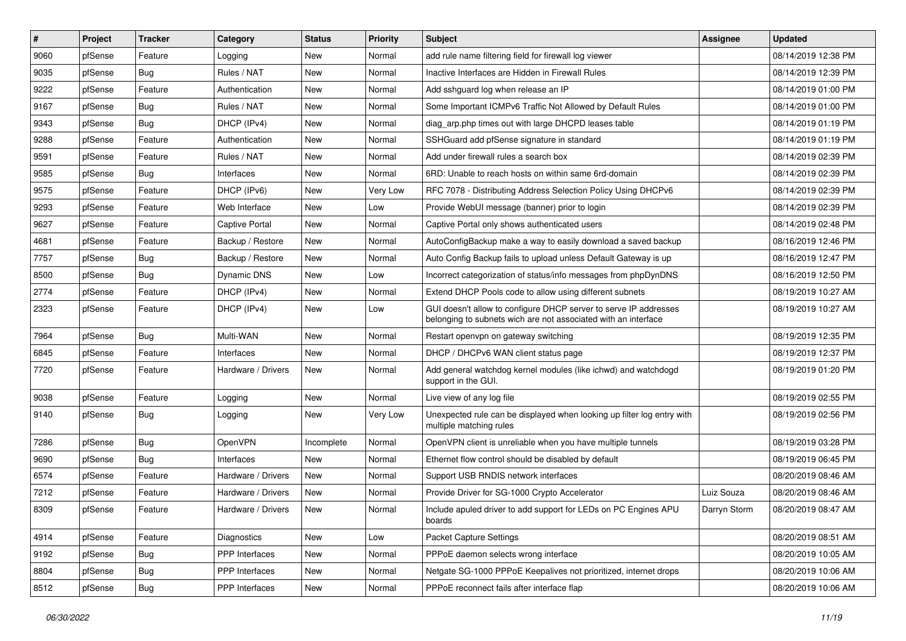| # | Project | Tracker | Category | Status | Priority | Subject | Assignee | Updated |
|---|---|---|---|---|---|---|---|---|
| 9060 | pfSense | Feature | Logging | New | Normal | add rule name filtering field for firewall log viewer | | 08/14/2019 12:38 PM |
| 9035 | pfSense | Bug | Rules / NAT | New | Normal | Inactive Interfaces are Hidden in Firewall Rules | | 08/14/2019 12:39 PM |
| 9222 | pfSense | Feature | Authentication | New | Normal | Add sshguard log when release an IP | | 08/14/2019 01:00 PM |
| 9167 | pfSense | Bug | Rules / NAT | New | Normal | Some Important ICMPv6 Traffic Not Allowed by Default Rules | | 08/14/2019 01:00 PM |
| 9343 | pfSense | Bug | DHCP (IPv4) | New | Normal | diag_arp.php times out with large DHCPD leases table | | 08/14/2019 01:19 PM |
| 9288 | pfSense | Feature | Authentication | New | Normal | SSHGuard add pfSense signature in standard | | 08/14/2019 01:19 PM |
| 9591 | pfSense | Feature | Rules / NAT | New | Normal | Add under firewall rules a search box | | 08/14/2019 02:39 PM |
| 9585 | pfSense | Bug | Interfaces | New | Normal | 6RD: Unable to reach hosts on within same 6rd-domain | | 08/14/2019 02:39 PM |
| 9575 | pfSense | Feature | DHCP (IPv6) | New | Very Low | RFC 7078 - Distributing Address Selection Policy Using DHCPv6 | | 08/14/2019 02:39 PM |
| 9293 | pfSense | Feature | Web Interface | New | Low | Provide WebUI message (banner) prior to login | | 08/14/2019 02:39 PM |
| 9627 | pfSense | Feature | Captive Portal | New | Normal | Captive Portal only shows authenticated users | | 08/14/2019 02:48 PM |
| 4681 | pfSense | Feature | Backup / Restore | New | Normal | AutoConfigBackup make a way to easily download a saved backup | | 08/16/2019 12:46 PM |
| 7757 | pfSense | Bug | Backup / Restore | New | Normal | Auto Config Backup fails to upload unless Default Gateway is up | | 08/16/2019 12:47 PM |
| 8500 | pfSense | Bug | Dynamic DNS | New | Low | Incorrect categorization of status/info messages from phpDynDNS | | 08/16/2019 12:50 PM |
| 2774 | pfSense | Feature | DHCP (IPv4) | New | Normal | Extend DHCP Pools code to allow using different subnets | | 08/19/2019 10:27 AM |
| 2323 | pfSense | Feature | DHCP (IPv4) | New | Low | GUI doesn't allow to configure DHCP server to serve IP addresses belonging to subnets wich are not associated with an interface | | 08/19/2019 10:27 AM |
| 7964 | pfSense | Bug | Multi-WAN | New | Normal | Restart openvpn on gateway switching | | 08/19/2019 12:35 PM |
| 6845 | pfSense | Feature | Interfaces | New | Normal | DHCP / DHCPv6 WAN client status page | | 08/19/2019 12:37 PM |
| 7720 | pfSense | Feature | Hardware / Drivers | New | Normal | Add general watchdog kernel modules (like ichwd) and watchdogd support in the GUI. | | 08/19/2019 01:20 PM |
| 9038 | pfSense | Feature | Logging | New | Normal | Live view of any log file | | 08/19/2019 02:55 PM |
| 9140 | pfSense | Bug | Logging | New | Very Low | Unexpected rule can be displayed when looking up filter log entry with multiple matching rules | | 08/19/2019 02:56 PM |
| 7286 | pfSense | Bug | OpenVPN | Incomplete | Normal | OpenVPN client is unreliable when you have multiple tunnels | | 08/19/2019 03:28 PM |
| 9690 | pfSense | Bug | Interfaces | New | Normal | Ethernet flow control should be disabled by default | | 08/19/2019 06:45 PM |
| 6574 | pfSense | Feature | Hardware / Drivers | New | Normal | Support USB RNDIS network interfaces | | 08/20/2019 08:46 AM |
| 7212 | pfSense | Feature | Hardware / Drivers | New | Normal | Provide Driver for SG-1000 Crypto Accelerator | Luiz Souza | 08/20/2019 08:46 AM |
| 8309 | pfSense | Feature | Hardware / Drivers | New | Normal | Include apuled driver to add support for LEDs on PC Engines APU boards | Darryn Storm | 08/20/2019 08:47 AM |
| 4914 | pfSense | Feature | Diagnostics | New | Low | Packet Capture Settings | | 08/20/2019 08:51 AM |
| 9192 | pfSense | Bug | PPP Interfaces | New | Normal | PPPoE daemon selects wrong interface | | 08/20/2019 10:05 AM |
| 8804 | pfSense | Bug | PPP Interfaces | New | Normal | Netgate SG-1000 PPPoE Keepalives not prioritized, internet drops | | 08/20/2019 10:06 AM |
| 8512 | pfSense | Bug | PPP Interfaces | New | Normal | PPPoE reconnect fails after interface flap | | 08/20/2019 10:06 AM |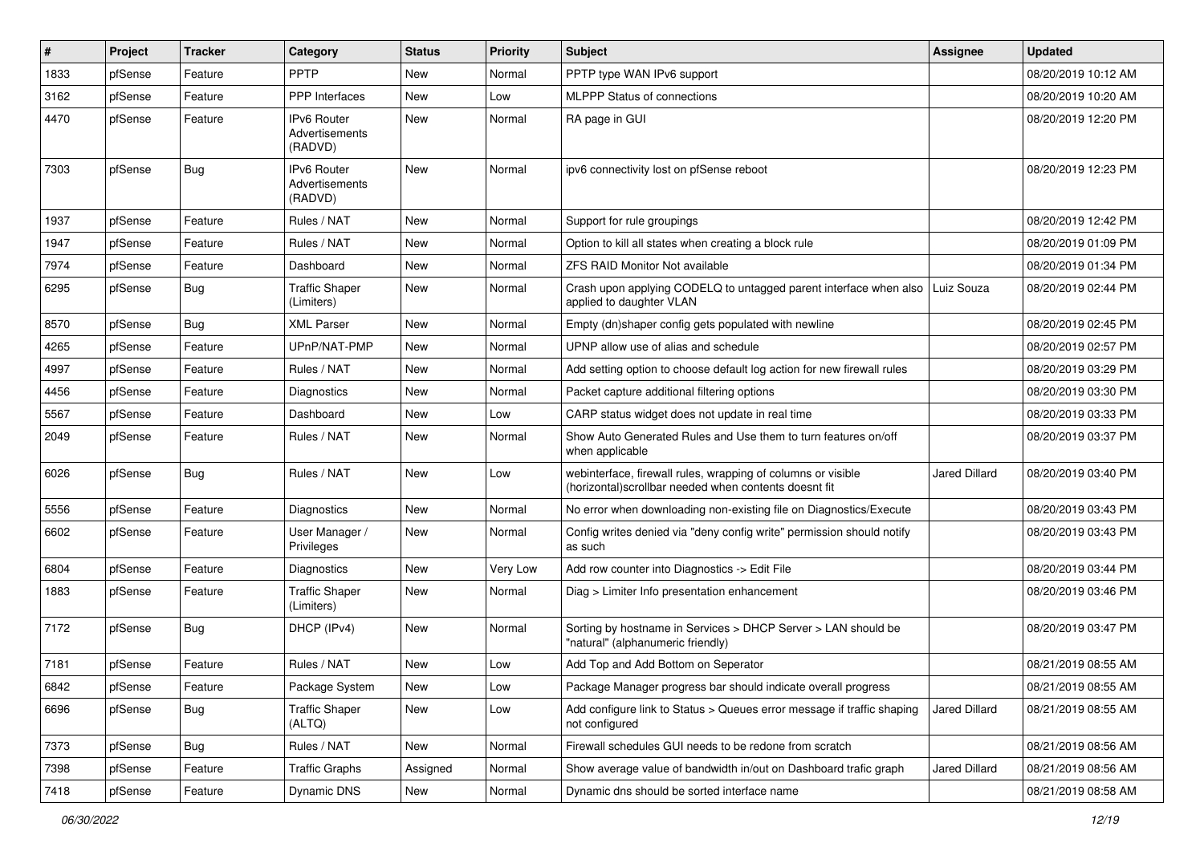| # | Project | Tracker | Category | Status | Priority | Subject | Assignee | Updated |
|---|---|---|---|---|---|---|---|---|
| 1833 | pfSense | Feature | PPTP | New | Normal | PPTP type WAN IPv6 support | | 08/20/2019 10:12 AM |
| 3162 | pfSense | Feature | PPP Interfaces | New | Low | MLPPP Status of connections | | 08/20/2019 10:20 AM |
| 4470 | pfSense | Feature | IPv6 Router Advertisements (RADVD) | New | Normal | RA page in GUI | | 08/20/2019 12:20 PM |
| 7303 | pfSense | Bug | IPv6 Router Advertisements (RADVD) | New | Normal | ipv6 connectivity lost on pfSense reboot | | 08/20/2019 12:23 PM |
| 1937 | pfSense | Feature | Rules / NAT | New | Normal | Support for rule groupings | | 08/20/2019 12:42 PM |
| 1947 | pfSense | Feature | Rules / NAT | New | Normal | Option to kill all states when creating a block rule | | 08/20/2019 01:09 PM |
| 7974 | pfSense | Feature | Dashboard | New | Normal | ZFS RAID Monitor Not available | | 08/20/2019 01:34 PM |
| 6295 | pfSense | Bug | Traffic Shaper (Limiters) | New | Normal | Crash upon applying CODELQ to untagged parent interface when also applied to daughter VLAN | Luiz Souza | 08/20/2019 02:44 PM |
| 8570 | pfSense | Bug | XML Parser | New | Normal | Empty (dn)shaper config gets populated with newline | | 08/20/2019 02:45 PM |
| 4265 | pfSense | Feature | UPnP/NAT-PMP | New | Normal | UPNP allow use of alias and schedule | | 08/20/2019 02:57 PM |
| 4997 | pfSense | Feature | Rules / NAT | New | Normal | Add setting option to choose default log action for new firewall rules | | 08/20/2019 03:29 PM |
| 4456 | pfSense | Feature | Diagnostics | New | Normal | Packet capture additional filtering options | | 08/20/2019 03:30 PM |
| 5567 | pfSense | Feature | Dashboard | New | Low | CARP status widget does not update in real time | | 08/20/2019 03:33 PM |
| 2049 | pfSense | Feature | Rules / NAT | New | Normal | Show Auto Generated Rules and Use them to turn features on/off when applicable | | 08/20/2019 03:37 PM |
| 6026 | pfSense | Bug | Rules / NAT | New | Low | webinterface, firewall rules, wrapping of columns or visible (horizontal)scrollbar needed when contents doesnt fit | Jared Dillard | 08/20/2019 03:40 PM |
| 5556 | pfSense | Feature | Diagnostics | New | Normal | No error when downloading non-existing file on Diagnostics/Execute | | 08/20/2019 03:43 PM |
| 6602 | pfSense | Feature | User Manager / Privileges | New | Normal | Config writes denied via "deny config write" permission should notify as such | | 08/20/2019 03:43 PM |
| 6804 | pfSense | Feature | Diagnostics | New | Very Low | Add row counter into Diagnostics -> Edit File | | 08/20/2019 03:44 PM |
| 1883 | pfSense | Feature | Traffic Shaper (Limiters) | New | Normal | Diag > Limiter Info presentation enhancement | | 08/20/2019 03:46 PM |
| 7172 | pfSense | Bug | DHCP (IPv4) | New | Normal | Sorting by hostname in Services > DHCP Server > LAN should be "natural" (alphanumeric friendly) | | 08/20/2019 03:47 PM |
| 7181 | pfSense | Feature | Rules / NAT | New | Low | Add Top and Add Bottom on Seperator | | 08/21/2019 08:55 AM |
| 6842 | pfSense | Feature | Package System | New | Low | Package Manager progress bar should indicate overall progress | | 08/21/2019 08:55 AM |
| 6696 | pfSense | Bug | Traffic Shaper (ALTQ) | New | Low | Add configure link to Status > Queues error message if traffic shaping not configured | Jared Dillard | 08/21/2019 08:55 AM |
| 7373 | pfSense | Bug | Rules / NAT | New | Normal | Firewall schedules GUI needs to be redone from scratch | | 08/21/2019 08:56 AM |
| 7398 | pfSense | Feature | Traffic Graphs | Assigned | Normal | Show average value of bandwidth in/out on Dashboard trafic graph | Jared Dillard | 08/21/2019 08:56 AM |
| 7418 | pfSense | Feature | Dynamic DNS | New | Normal | Dynamic dns should be sorted interface name | | 08/21/2019 08:58 AM |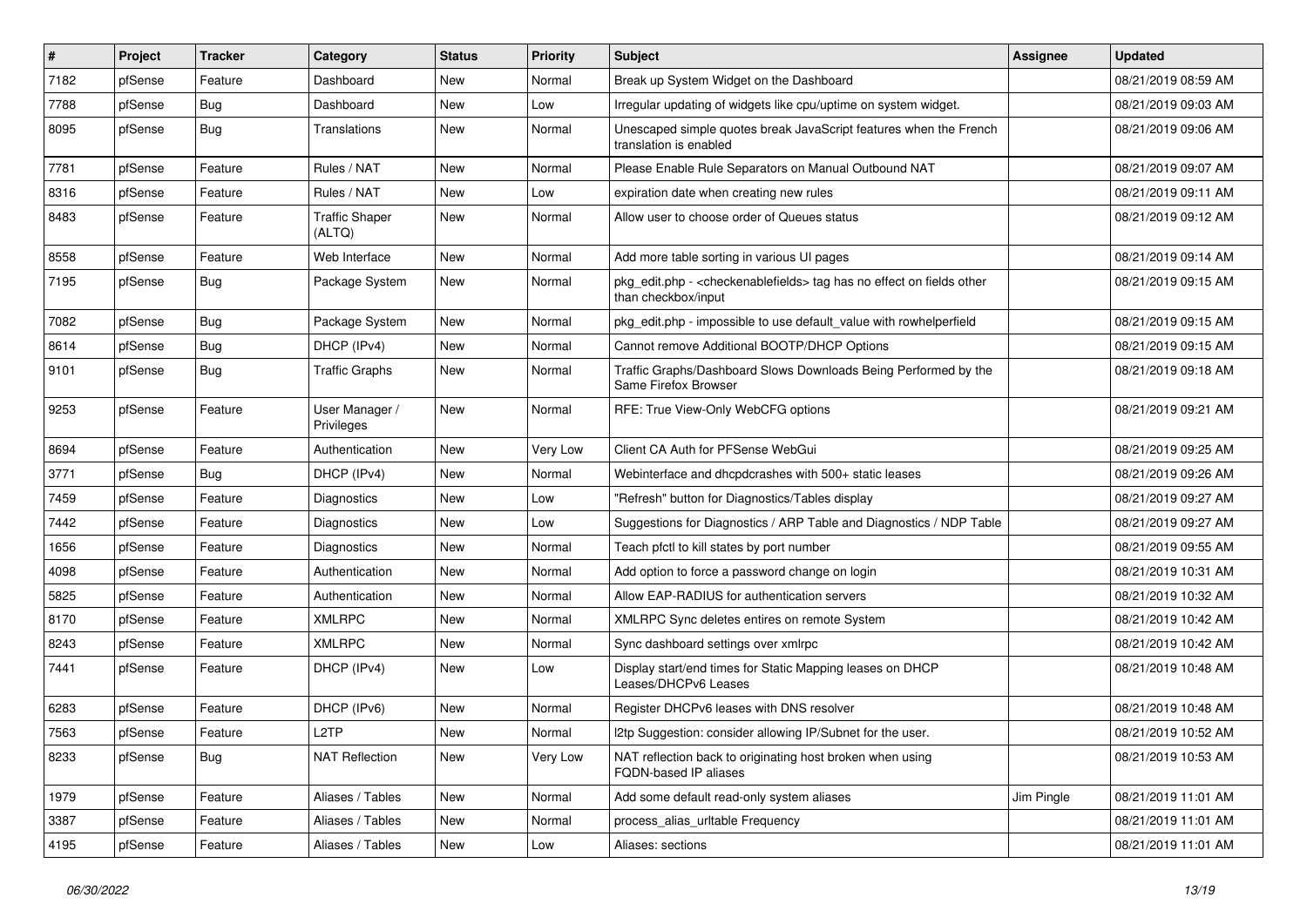| # | Project | Tracker | Category | Status | Priority | Subject | Assignee | Updated |
| --- | --- | --- | --- | --- | --- | --- | --- | --- |
| 7182 | pfSense | Feature | Dashboard | New | Normal | Break up System Widget on the Dashboard | | 08/21/2019 08:59 AM |
| 7788 | pfSense | Bug | Dashboard | New | Low | Irregular updating of widgets like cpu/uptime on system widget. | | 08/21/2019 09:03 AM |
| 8095 | pfSense | Bug | Translations | New | Normal | Unescaped simple quotes break JavaScript features when the French translation is enabled | | 08/21/2019 09:06 AM |
| 7781 | pfSense | Feature | Rules / NAT | New | Normal | Please Enable Rule Separators on Manual Outbound NAT | | 08/21/2019 09:07 AM |
| 8316 | pfSense | Feature | Rules / NAT | New | Low | expiration date when creating new rules | | 08/21/2019 09:11 AM |
| 8483 | pfSense | Feature | Traffic Shaper (ALTQ) | New | Normal | Allow user to choose order of Queues status | | 08/21/2019 09:12 AM |
| 8558 | pfSense | Feature | Web Interface | New | Normal | Add more table sorting in various UI pages | | 08/21/2019 09:14 AM |
| 7195 | pfSense | Bug | Package System | New | Normal | pkg_edit.php - <checkenablefields> tag has no effect on fields other than checkbox/input | | 08/21/2019 09:15 AM |
| 7082 | pfSense | Bug | Package System | New | Normal | pkg_edit.php - impossible to use default_value with rowhelperfield | | 08/21/2019 09:15 AM |
| 8614 | pfSense | Bug | DHCP (IPv4) | New | Normal | Cannot remove Additional BOOTP/DHCP Options | | 08/21/2019 09:15 AM |
| 9101 | pfSense | Bug | Traffic Graphs | New | Normal | Traffic Graphs/Dashboard Slows Downloads Being Performed by the Same Firefox Browser | | 08/21/2019 09:18 AM |
| 9253 | pfSense | Feature | User Manager / Privileges | New | Normal | RFE: True View-Only WebCFG options | | 08/21/2019 09:21 AM |
| 8694 | pfSense | Feature | Authentication | New | Very Low | Client CA Auth for PFSense WebGui | | 08/21/2019 09:25 AM |
| 3771 | pfSense | Bug | DHCP (IPv4) | New | Normal | Webinterface and dhcpdcrashes with 500+ static leases | | 08/21/2019 09:26 AM |
| 7459 | pfSense | Feature | Diagnostics | New | Low | "Refresh" button for Diagnostics/Tables display | | 08/21/2019 09:27 AM |
| 7442 | pfSense | Feature | Diagnostics | New | Low | Suggestions for Diagnostics / ARP Table and Diagnostics / NDP Table | | 08/21/2019 09:27 AM |
| 1656 | pfSense | Feature | Diagnostics | New | Normal | Teach pfctl to kill states by port number | | 08/21/2019 09:55 AM |
| 4098 | pfSense | Feature | Authentication | New | Normal | Add option to force a password change on login | | 08/21/2019 10:31 AM |
| 5825 | pfSense | Feature | Authentication | New | Normal | Allow EAP-RADIUS for authentication servers | | 08/21/2019 10:32 AM |
| 8170 | pfSense | Feature | XMLRPC | New | Normal | XMLRPC Sync deletes entires on remote System | | 08/21/2019 10:42 AM |
| 8243 | pfSense | Feature | XMLRPC | New | Normal | Sync dashboard settings over xmlrpc | | 08/21/2019 10:42 AM |
| 7441 | pfSense | Feature | DHCP (IPv4) | New | Low | Display start/end times for Static Mapping leases on DHCP Leases/DHCPv6 Leases | | 08/21/2019 10:48 AM |
| 6283 | pfSense | Feature | DHCP (IPv6) | New | Normal | Register DHCPv6 leases with DNS resolver | | 08/21/2019 10:48 AM |
| 7563 | pfSense | Feature | L2TP | New | Normal | l2tp Suggestion: consider allowing IP/Subnet for the user. | | 08/21/2019 10:52 AM |
| 8233 | pfSense | Bug | NAT Reflection | New | Very Low | NAT reflection back to originating host broken when using FQDN-based IP aliases | | 08/21/2019 10:53 AM |
| 1979 | pfSense | Feature | Aliases / Tables | New | Normal | Add some default read-only system aliases | Jim Pingle | 08/21/2019 11:01 AM |
| 3387 | pfSense | Feature | Aliases / Tables | New | Normal | process_alias_urltable Frequency | | 08/21/2019 11:01 AM |
| 4195 | pfSense | Feature | Aliases / Tables | New | Low | Aliases: sections | | 08/21/2019 11:01 AM |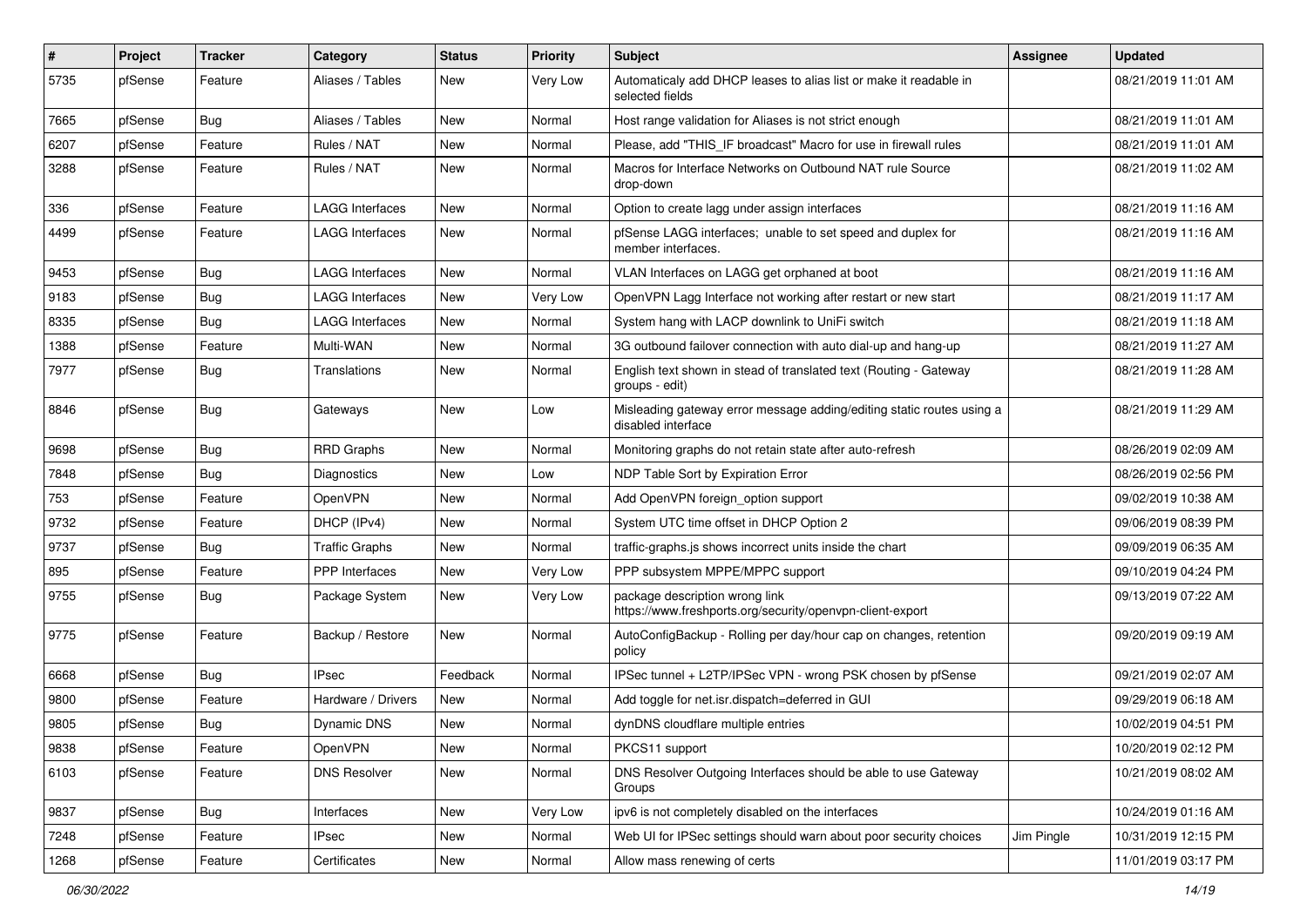| # | Project | Tracker | Category | Status | Priority | Subject | Assignee | Updated |
|---|---|---|---|---|---|---|---|---|
| 5735 | pfSense | Feature | Aliases / Tables | New | Very Low | Automaticaly add DHCP leases to alias list or make it readable in selected fields | | 08/21/2019 11:01 AM |
| 7665 | pfSense | Bug | Aliases / Tables | New | Normal | Host range validation for Aliases is not strict enough | | 08/21/2019 11:01 AM |
| 6207 | pfSense | Feature | Rules / NAT | New | Normal | Please, add "THIS_IF broadcast" Macro for use in firewall rules | | 08/21/2019 11:01 AM |
| 3288 | pfSense | Feature | Rules / NAT | New | Normal | Macros for Interface Networks on Outbound NAT rule Source drop-down | | 08/21/2019 11:02 AM |
| 336 | pfSense | Feature | LAGG Interfaces | New | Normal | Option to create lagg under assign interfaces | | 08/21/2019 11:16 AM |
| 4499 | pfSense | Feature | LAGG Interfaces | New | Normal | pfSense LAGG interfaces; unable to set speed and duplex for member interfaces. | | 08/21/2019 11:16 AM |
| 9453 | pfSense | Bug | LAGG Interfaces | New | Normal | VLAN Interfaces on LAGG get orphaned at boot | | 08/21/2019 11:16 AM |
| 9183 | pfSense | Bug | LAGG Interfaces | New | Very Low | OpenVPN Lagg Interface not working after restart or new start | | 08/21/2019 11:17 AM |
| 8335 | pfSense | Bug | LAGG Interfaces | New | Normal | System hang with LACP downlink to UniFi switch | | 08/21/2019 11:18 AM |
| 1388 | pfSense | Feature | Multi-WAN | New | Normal | 3G outbound failover connection with auto dial-up and hang-up | | 08/21/2019 11:27 AM |
| 7977 | pfSense | Bug | Translations | New | Normal | English text shown in stead of translated text (Routing - Gateway groups - edit) | | 08/21/2019 11:28 AM |
| 8846 | pfSense | Bug | Gateways | New | Low | Misleading gateway error message adding/editing static routes using a disabled interface | | 08/21/2019 11:29 AM |
| 9698 | pfSense | Bug | RRD Graphs | New | Normal | Monitoring graphs do not retain state after auto-refresh | | 08/26/2019 02:09 AM |
| 7848 | pfSense | Bug | Diagnostics | New | Low | NDP Table Sort by Expiration Error | | 08/26/2019 02:56 PM |
| 753 | pfSense | Feature | OpenVPN | New | Normal | Add OpenVPN foreign_option support | | 09/02/2019 10:38 AM |
| 9732 | pfSense | Feature | DHCP (IPv4) | New | Normal | System UTC time offset in DHCP Option 2 | | 09/06/2019 08:39 PM |
| 9737 | pfSense | Bug | Traffic Graphs | New | Normal | traffic-graphs.js shows incorrect units inside the chart | | 09/09/2019 06:35 AM |
| 895 | pfSense | Feature | PPP Interfaces | New | Very Low | PPP subsystem MPPE/MPPC support | | 09/10/2019 04:24 PM |
| 9755 | pfSense | Bug | Package System | New | Very Low | package description wrong link https://www.freshports.org/security/openvpn-client-export | | 09/13/2019 07:22 AM |
| 9775 | pfSense | Feature | Backup / Restore | New | Normal | AutoConfigBackup - Rolling per day/hour cap on changes, retention policy | | 09/20/2019 09:19 AM |
| 6668 | pfSense | Bug | IPsec | Feedback | Normal | IPSec tunnel + L2TP/IPSec VPN - wrong PSK chosen by pfSense | | 09/21/2019 02:07 AM |
| 9800 | pfSense | Feature | Hardware / Drivers | New | Normal | Add toggle for net.isr.dispatch=deferred in GUI | | 09/29/2019 06:18 AM |
| 9805 | pfSense | Bug | Dynamic DNS | New | Normal | dynDNS cloudflare multiple entries | | 10/02/2019 04:51 PM |
| 9838 | pfSense | Feature | OpenVPN | New | Normal | PKCS11 support | | 10/20/2019 02:12 PM |
| 6103 | pfSense | Feature | DNS Resolver | New | Normal | DNS Resolver Outgoing Interfaces should be able to use Gateway Groups | | 10/21/2019 08:02 AM |
| 9837 | pfSense | Bug | Interfaces | New | Very Low | ipv6 is not completely disabled on the interfaces | | 10/24/2019 01:16 AM |
| 7248 | pfSense | Feature | IPsec | New | Normal | Web UI for IPSec settings should warn about poor security choices | Jim Pingle | 10/31/2019 12:15 PM |
| 1268 | pfSense | Feature | Certificates | New | Normal | Allow mass renewing of certs | | 11/01/2019 03:17 PM |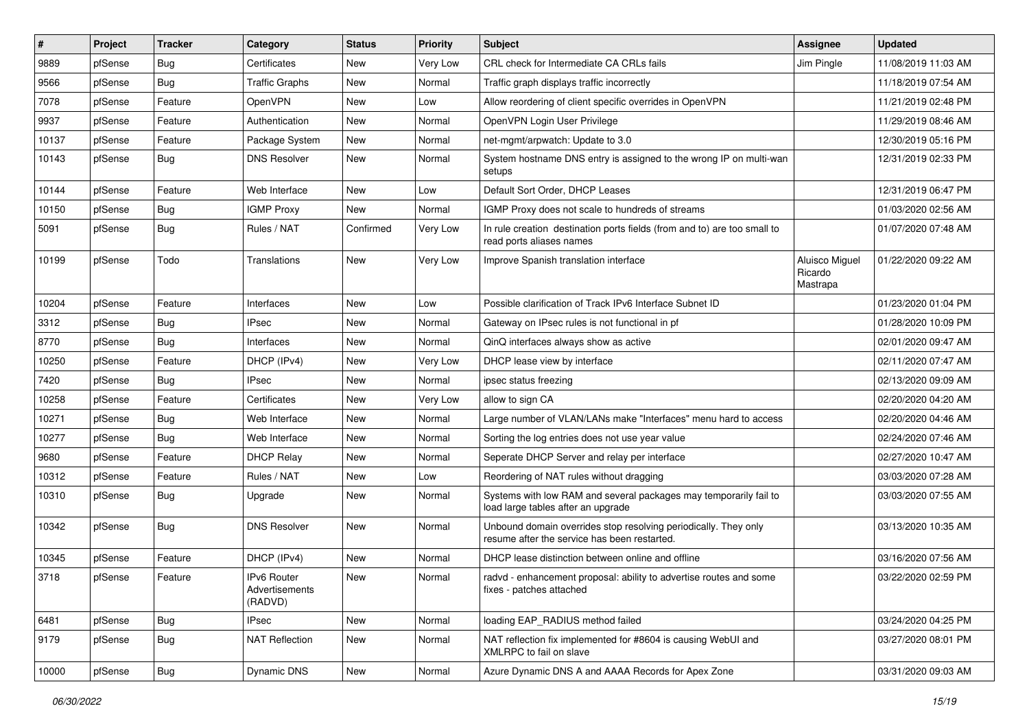| # | Project | Tracker | Category | Status | Priority | Subject | Assignee | Updated |
|---|---|---|---|---|---|---|---|---|
| 9889 | pfSense | Bug | Certificates | New | Very Low | CRL check for Intermediate CA CRLs fails | Jim Pingle | 11/08/2019 11:03 AM |
| 9566 | pfSense | Bug | Traffic Graphs | New | Normal | Traffic graph displays traffic incorrectly | | 11/18/2019 07:54 AM |
| 7078 | pfSense | Feature | OpenVPN | New | Low | Allow reordering of client specific overrides in OpenVPN | | 11/21/2019 02:48 PM |
| 9937 | pfSense | Feature | Authentication | New | Normal | OpenVPN Login User Privilege | | 11/29/2019 08:46 AM |
| 10137 | pfSense | Feature | Package System | New | Normal | net-mgmt/arpwatch: Update to 3.0 | | 12/30/2019 05:16 PM |
| 10143 | pfSense | Bug | DNS Resolver | New | Normal | System hostname DNS entry is assigned to the wrong IP on multi-wan setups | | 12/31/2019 02:33 PM |
| 10144 | pfSense | Feature | Web Interface | New | Low | Default Sort Order, DHCP Leases | | 12/31/2019 06:47 PM |
| 10150 | pfSense | Bug | IGMP Proxy | New | Normal | IGMP Proxy does not scale to hundreds of streams | | 01/03/2020 02:56 AM |
| 5091 | pfSense | Bug | Rules / NAT | Confirmed | Very Low | In rule creation destination ports fields (from and to) are too small to read ports aliases names | | 01/07/2020 07:48 AM |
| 10199 | pfSense | Todo | Translations | New | Very Low | Improve Spanish translation interface | Aluisco Miguel Ricardo Mastrapa | 01/22/2020 09:22 AM |
| 10204 | pfSense | Feature | Interfaces | New | Low | Possible clarification of Track IPv6 Interface Subnet ID | | 01/23/2020 01:04 PM |
| 3312 | pfSense | Bug | IPsec | New | Normal | Gateway on IPsec rules is not functional in pf | | 01/28/2020 10:09 PM |
| 8770 | pfSense | Bug | Interfaces | New | Normal | QinQ interfaces always show as active | | 02/01/2020 09:47 AM |
| 10250 | pfSense | Feature | DHCP (IPv4) | New | Very Low | DHCP lease view by interface | | 02/11/2020 07:47 AM |
| 7420 | pfSense | Bug | IPsec | New | Normal | ipsec status freezing | | 02/13/2020 09:09 AM |
| 10258 | pfSense | Feature | Certificates | New | Very Low | allow to sign CA | | 02/20/2020 04:20 AM |
| 10271 | pfSense | Bug | Web Interface | New | Normal | Large number of VLAN/LANs make "Interfaces" menu hard to access | | 02/20/2020 04:46 AM |
| 10277 | pfSense | Bug | Web Interface | New | Normal | Sorting the log entries does not use year value | | 02/24/2020 07:46 AM |
| 9680 | pfSense | Feature | DHCP Relay | New | Normal | Seperate DHCP Server and relay per interface | | 02/27/2020 10:47 AM |
| 10312 | pfSense | Feature | Rules / NAT | New | Low | Reordering of NAT rules without dragging | | 03/03/2020 07:28 AM |
| 10310 | pfSense | Bug | Upgrade | New | Normal | Systems with low RAM and several packages may temporarily fail to load large tables after an upgrade | | 03/03/2020 07:55 AM |
| 10342 | pfSense | Bug | DNS Resolver | New | Normal | Unbound domain overrides stop resolving periodically. They only resume after the service has been restarted. | | 03/13/2020 10:35 AM |
| 10345 | pfSense | Feature | DHCP (IPv4) | New | Normal | DHCP lease distinction between online and offline | | 03/16/2020 07:56 AM |
| 3718 | pfSense | Feature | IPv6 Router Advertisements (RADVD) | New | Normal | radvd - enhancement proposal: ability to advertise routes and some fixes - patches attached | | 03/22/2020 02:59 PM |
| 6481 | pfSense | Bug | IPsec | New | Normal | loading EAP_RADIUS method failed | | 03/24/2020 04:25 PM |
| 9179 | pfSense | Bug | NAT Reflection | New | Normal | NAT reflection fix implemented for #8604 is causing WebUI and XMLRPC to fail on slave | | 03/27/2020 08:01 PM |
| 10000 | pfSense | Bug | Dynamic DNS | New | Normal | Azure Dynamic DNS A and AAAA Records for Apex Zone | | 03/31/2020 09:03 AM |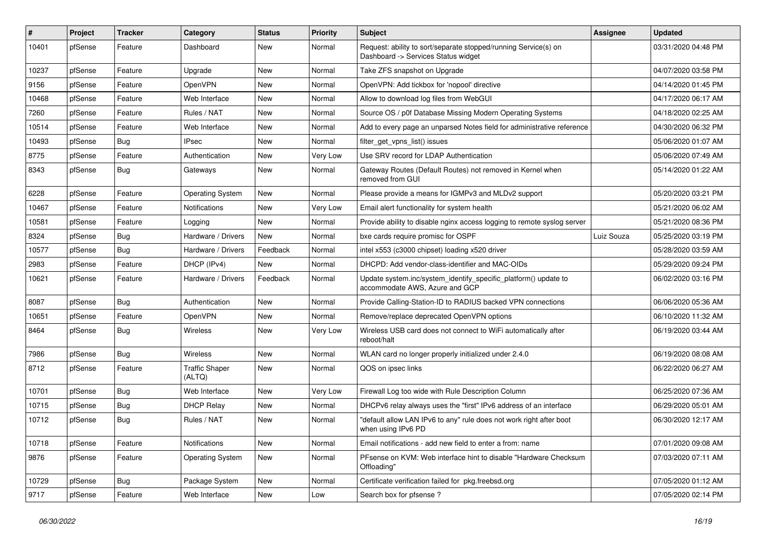| # | Project | Tracker | Category | Status | Priority | Subject | Assignee | Updated |
|---|---|---|---|---|---|---|---|---|
| 10401 | pfSense | Feature | Dashboard | New | Normal | Request: ability to sort/separate stopped/running Service(s) on Dashboard -> Services Status widget | | 03/31/2020 04:48 PM |
| 10237 | pfSense | Feature | Upgrade | New | Normal | Take ZFS snapshot on Upgrade | | 04/07/2020 03:58 PM |
| 9156 | pfSense | Feature | OpenVPN | New | Normal | OpenVPN: Add tickbox for 'nopool' directive | | 04/14/2020 01:45 PM |
| 10468 | pfSense | Feature | Web Interface | New | Normal | Allow to download log files from WebGUI | | 04/17/2020 06:17 AM |
| 7260 | pfSense | Feature | Rules / NAT | New | Normal | Source OS / p0f Database Missing Modern Operating Systems | | 04/18/2020 02:25 AM |
| 10514 | pfSense | Feature | Web Interface | New | Normal | Add to every page an unparsed Notes field for administrative reference | | 04/30/2020 06:32 PM |
| 10493 | pfSense | Bug | IPsec | New | Normal | filter_get_vpns_list() issues | | 05/06/2020 01:07 AM |
| 8775 | pfSense | Feature | Authentication | New | Very Low | Use SRV record for LDAP Authentication | | 05/06/2020 07:49 AM |
| 8343 | pfSense | Bug | Gateways | New | Normal | Gateway Routes (Default Routes) not removed in Kernel when removed from GUI | | 05/14/2020 01:22 AM |
| 6228 | pfSense | Feature | Operating System | New | Normal | Please provide a means for IGMPv3 and MLDv2 support | | 05/20/2020 03:21 PM |
| 10467 | pfSense | Feature | Notifications | New | Very Low | Email alert functionality for system health | | 05/21/2020 06:02 AM |
| 10581 | pfSense | Feature | Logging | New | Normal | Provide ability to disable nginx access logging to remote syslog server | | 05/21/2020 08:36 PM |
| 8324 | pfSense | Bug | Hardware / Drivers | New | Normal | bxe cards require promisc for OSPF | Luiz Souza | 05/25/2020 03:19 PM |
| 10577 | pfSense | Bug | Hardware / Drivers | Feedback | Normal | intel x553 (c3000 chipset) loading x520 driver | | 05/28/2020 03:59 AM |
| 2983 | pfSense | Feature | DHCP (IPv4) | New | Normal | DHCPD: Add vendor-class-identifier and MAC-OIDs | | 05/29/2020 09:24 PM |
| 10621 | pfSense | Feature | Hardware / Drivers | Feedback | Normal | Update system.inc/system_identify_specific_platform() update to accommodate AWS, Azure and GCP | | 06/02/2020 03:16 PM |
| 8087 | pfSense | Bug | Authentication | New | Normal | Provide Calling-Station-ID to RADIUS backed VPN connections | | 06/06/2020 05:36 AM |
| 10651 | pfSense | Feature | OpenVPN | New | Normal | Remove/replace deprecated OpenVPN options | | 06/10/2020 11:32 AM |
| 8464 | pfSense | Bug | Wireless | New | Very Low | Wireless USB card does not connect to WiFi automatically after reboot/halt | | 06/19/2020 03:44 AM |
| 7986 | pfSense | Bug | Wireless | New | Normal | WLAN card no longer properly initialized under 2.4.0 | | 06/19/2020 08:08 AM |
| 8712 | pfSense | Feature | Traffic Shaper (ALTQ) | New | Normal | QOS on ipsec links | | 06/22/2020 06:27 AM |
| 10701 | pfSense | Bug | Web Interface | New | Very Low | Firewall Log too wide with Rule Description Column | | 06/25/2020 07:36 AM |
| 10715 | pfSense | Bug | DHCP Relay | New | Normal | DHCPv6 relay always uses the "first" IPv6 address of an interface | | 06/29/2020 05:01 AM |
| 10712 | pfSense | Bug | Rules / NAT | New | Normal | "default allow LAN IPv6 to any" rule does not work right after boot when using IPv6 PD | | 06/30/2020 12:17 AM |
| 10718 | pfSense | Feature | Notifications | New | Normal | Email notifications - add new field to enter a from: name | | 07/01/2020 09:08 AM |
| 9876 | pfSense | Feature | Operating System | New | Normal | PFsense on KVM: Web interface hint to disable "Hardware Checksum Offloading" | | 07/03/2020 07:11 AM |
| 10729 | pfSense | Bug | Package System | New | Normal | Certificate verification failed for pkg.freebsd.org | | 07/05/2020 01:12 AM |
| 9717 | pfSense | Feature | Web Interface | New | Low | Search box for pfsense ? | | 07/05/2020 02:14 PM |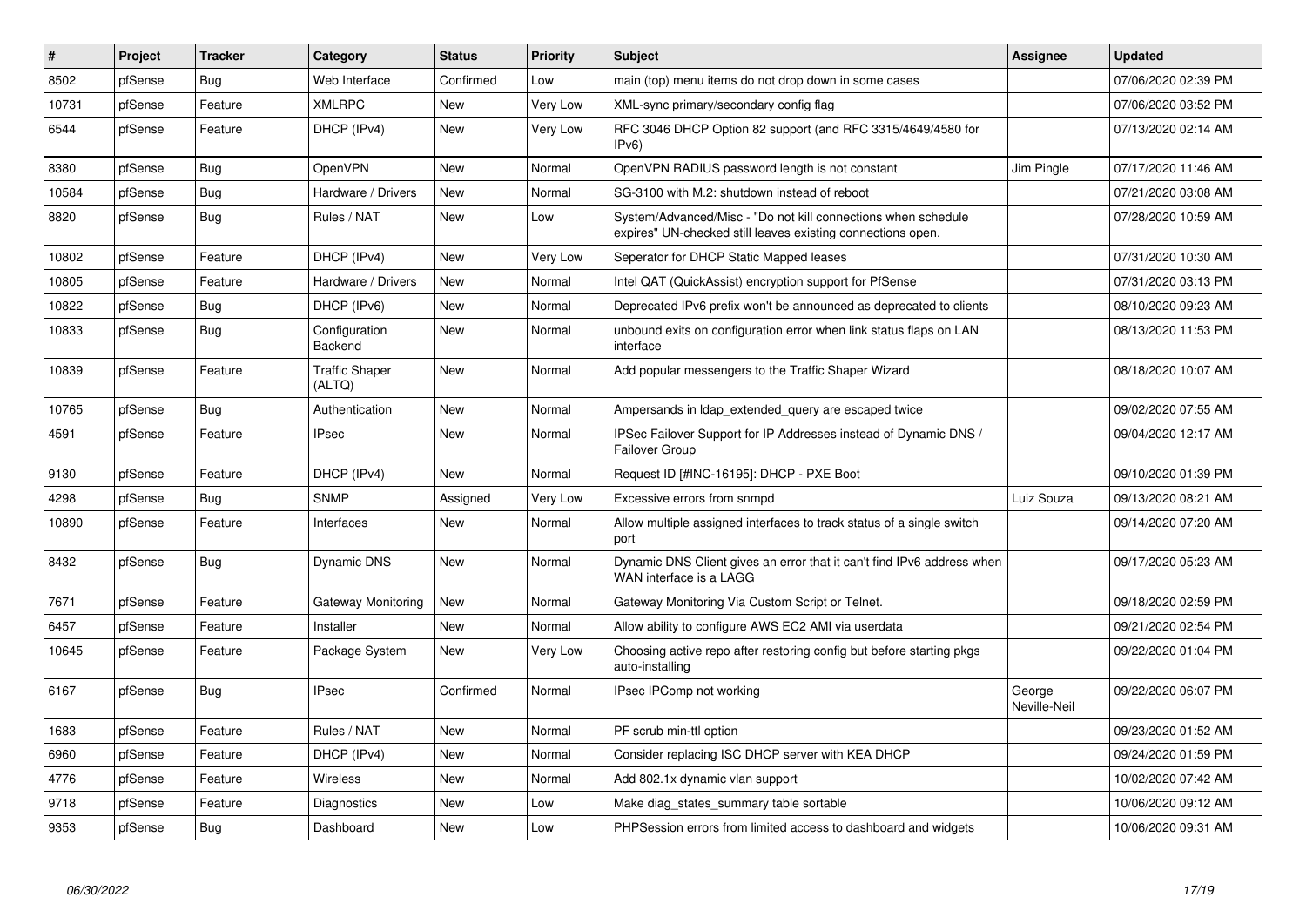| # | Project | Tracker | Category | Status | Priority | Subject | Assignee | Updated |
|---|---|---|---|---|---|---|---|---|
| 8502 | pfSense | Bug | Web Interface | Confirmed | Low | main (top) menu items do not drop down in some cases | | 07/06/2020 02:39 PM |
| 10731 | pfSense | Feature | XMLRPC | New | Very Low | XML-sync primary/secondary config flag | | 07/06/2020 03:52 PM |
| 6544 | pfSense | Feature | DHCP (IPv4) | New | Very Low | RFC 3046 DHCP Option 82 support (and RFC 3315/4649/4580 for IPv6) | | 07/13/2020 02:14 AM |
| 8380 | pfSense | Bug | OpenVPN | New | Normal | OpenVPN RADIUS password length is not constant | Jim Pingle | 07/17/2020 11:46 AM |
| 10584 | pfSense | Bug | Hardware / Drivers | New | Normal | SG-3100 with M.2: shutdown instead of reboot | | 07/21/2020 03:08 AM |
| 8820 | pfSense | Bug | Rules / NAT | New | Low | System/Advanced/Misc - "Do not kill connections when schedule expires" UN-checked still leaves existing connections open. | | 07/28/2020 10:59 AM |
| 10802 | pfSense | Feature | DHCP (IPv4) | New | Very Low | Seperator for DHCP Static Mapped leases | | 07/31/2020 10:30 AM |
| 10805 | pfSense | Feature | Hardware / Drivers | New | Normal | Intel QAT (QuickAssist) encryption support for PfSense | | 07/31/2020 03:13 PM |
| 10822 | pfSense | Bug | DHCP (IPv6) | New | Normal | Deprecated IPv6 prefix won't be announced as deprecated to clients | | 08/10/2020 09:23 AM |
| 10833 | pfSense | Bug | Configuration Backend | New | Normal | unbound exits on configuration error when link status flaps on LAN interface | | 08/13/2020 11:53 PM |
| 10839 | pfSense | Feature | Traffic Shaper (ALTQ) | New | Normal | Add popular messengers to the Traffic Shaper Wizard | | 08/18/2020 10:07 AM |
| 10765 | pfSense | Bug | Authentication | New | Normal | Ampersands in ldap_extended_query are escaped twice | | 09/02/2020 07:55 AM |
| 4591 | pfSense | Feature | IPsec | New | Normal | IPSec Failover Support for IP Addresses instead of Dynamic DNS / Failover Group | | 09/04/2020 12:17 AM |
| 9130 | pfSense | Feature | DHCP (IPv4) | New | Normal | Request ID [#INC-16195]: DHCP - PXE Boot | | 09/10/2020 01:39 PM |
| 4298 | pfSense | Bug | SNMP | Assigned | Very Low | Excessive errors from snmpd | Luiz Souza | 09/13/2020 08:21 AM |
| 10890 | pfSense | Feature | Interfaces | New | Normal | Allow multiple assigned interfaces to track status of a single switch port | | 09/14/2020 07:20 AM |
| 8432 | pfSense | Bug | Dynamic DNS | New | Normal | Dynamic DNS Client gives an error that it can't find IPv6 address when WAN interface is a LAGG | | 09/17/2020 05:23 AM |
| 7671 | pfSense | Feature | Gateway Monitoring | New | Normal | Gateway Monitoring Via Custom Script or Telnet. | | 09/18/2020 02:59 PM |
| 6457 | pfSense | Feature | Installer | New | Normal | Allow ability to configure AWS EC2 AMI via userdata | | 09/21/2020 02:54 PM |
| 10645 | pfSense | Feature | Package System | New | Very Low | Choosing active repo after restoring config but before starting pkgs auto-installing | | 09/22/2020 01:04 PM |
| 6167 | pfSense | Bug | IPsec | Confirmed | Normal | IPsec IPComp not working | George Neville-Neil | 09/22/2020 06:07 PM |
| 1683 | pfSense | Feature | Rules / NAT | New | Normal | PF scrub min-ttl option | | 09/23/2020 01:52 AM |
| 6960 | pfSense | Feature | DHCP (IPv4) | New | Normal | Consider replacing ISC DHCP server with KEA DHCP | | 09/24/2020 01:59 PM |
| 4776 | pfSense | Feature | Wireless | New | Normal | Add 802.1x dynamic vlan support | | 10/02/2020 07:42 AM |
| 9718 | pfSense | Feature | Diagnostics | New | Low | Make diag_states_summary table sortable | | 10/06/2020 09:12 AM |
| 9353 | pfSense | Bug | Dashboard | New | Low | PHPSession errors from limited access to dashboard and widgets | | 10/06/2020 09:31 AM |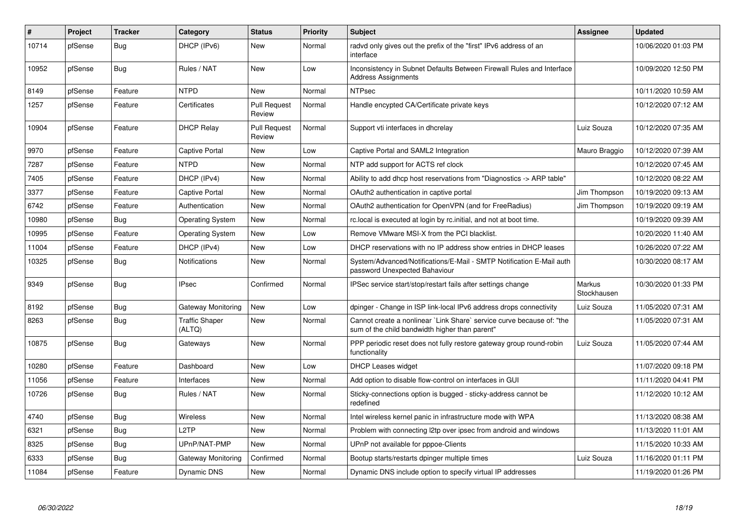| # | Project | Tracker | Category | Status | Priority | Subject | Assignee | Updated |
|---|---|---|---|---|---|---|---|---|
| 10714 | pfSense | Bug | DHCP (IPv6) | New | Normal | radvd only gives out the prefix of the "first" IPv6 address of an interface | | 10/06/2020 01:03 PM |
| 10952 | pfSense | Bug | Rules / NAT | New | Low | Inconsistency in Subnet Defaults Between Firewall Rules and Interface Address Assignments | | 10/09/2020 12:50 PM |
| 8149 | pfSense | Feature | NTPD | New | Normal | NTPsec | | 10/11/2020 10:59 AM |
| 1257 | pfSense | Feature | Certificates | Pull Request Review | Normal | Handle encypted CA/Certificate private keys | | 10/12/2020 07:12 AM |
| 10904 | pfSense | Feature | DHCP Relay | Pull Request Review | Normal | Support vti interfaces in dhcrelay | Luiz Souza | 10/12/2020 07:35 AM |
| 9970 | pfSense | Feature | Captive Portal | New | Low | Captive Portal and SAML2 Integration | Mauro Braggio | 10/12/2020 07:39 AM |
| 7287 | pfSense | Feature | NTPD | New | Normal | NTP add support for ACTS ref clock | | 10/12/2020 07:45 AM |
| 7405 | pfSense | Feature | DHCP (IPv4) | New | Normal | Ability to add dhcp host reservations from "Diagnostics -> ARP table" | | 10/12/2020 08:22 AM |
| 3377 | pfSense | Feature | Captive Portal | New | Normal | OAuth2 authentication in captive portal | Jim Thompson | 10/19/2020 09:13 AM |
| 6742 | pfSense | Feature | Authentication | New | Normal | OAuth2 authentication for OpenVPN (and for FreeRadius) | Jim Thompson | 10/19/2020 09:19 AM |
| 10980 | pfSense | Bug | Operating System | New | Normal | rc.local is executed at login by rc.initial, and not at boot time. | | 10/19/2020 09:39 AM |
| 10995 | pfSense | Feature | Operating System | New | Low | Remove VMware MSI-X from the PCI blacklist. | | 10/20/2020 11:40 AM |
| 11004 | pfSense | Feature | DHCP (IPv4) | New | Low | DHCP reservations with no IP address show entries in DHCP leases | | 10/26/2020 07:22 AM |
| 10325 | pfSense | Bug | Notifications | New | Normal | System/Advanced/Notifications/E-Mail - SMTP Notification E-Mail auth password Unexpected Bahaviour | | 10/30/2020 08:17 AM |
| 9349 | pfSense | Bug | IPsec | Confirmed | Normal | IPSec service start/stop/restart fails after settings change | Markus Stockhausen | 10/30/2020 01:33 PM |
| 8192 | pfSense | Bug | Gateway Monitoring | New | Low | dpinger - Change in ISP link-local IPv6 address drops connectivity | Luiz Souza | 11/05/2020 07:31 AM |
| 8263 | pfSense | Bug | Traffic Shaper (ALTQ) | New | Normal | Cannot create a nonlinear `Link Share` service curve because of: "the sum of the child bandwidth higher than parent" | | 11/05/2020 07:31 AM |
| 10875 | pfSense | Bug | Gateways | New | Normal | PPP periodic reset does not fully restore gateway group round-robin functionality | Luiz Souza | 11/05/2020 07:44 AM |
| 10280 | pfSense | Feature | Dashboard | New | Low | DHCP Leases widget | | 11/07/2020 09:18 PM |
| 11056 | pfSense | Feature | Interfaces | New | Normal | Add option to disable flow-control on interfaces in GUI | | 11/11/2020 04:41 PM |
| 10726 | pfSense | Bug | Rules / NAT | New | Normal | Sticky-connections option is bugged - sticky-address cannot be redefined | | 11/12/2020 10:12 AM |
| 4740 | pfSense | Bug | Wireless | New | Normal | Intel wireless kernel panic in infrastructure mode with WPA | | 11/13/2020 08:38 AM |
| 6321 | pfSense | Bug | L2TP | New | Normal | Problem with connecting l2tp over ipsec from android and windows | | 11/13/2020 11:01 AM |
| 8325 | pfSense | Bug | UPnP/NAT-PMP | New | Normal | UPnP not available for pppoe-Clients | | 11/15/2020 10:33 AM |
| 6333 | pfSense | Bug | Gateway Monitoring | Confirmed | Normal | Bootup starts/restarts dpinger multiple times | Luiz Souza | 11/16/2020 01:11 PM |
| 11084 | pfSense | Feature | Dynamic DNS | New | Normal | Dynamic DNS include option to specify virtual IP addresses | | 11/19/2020 01:26 PM |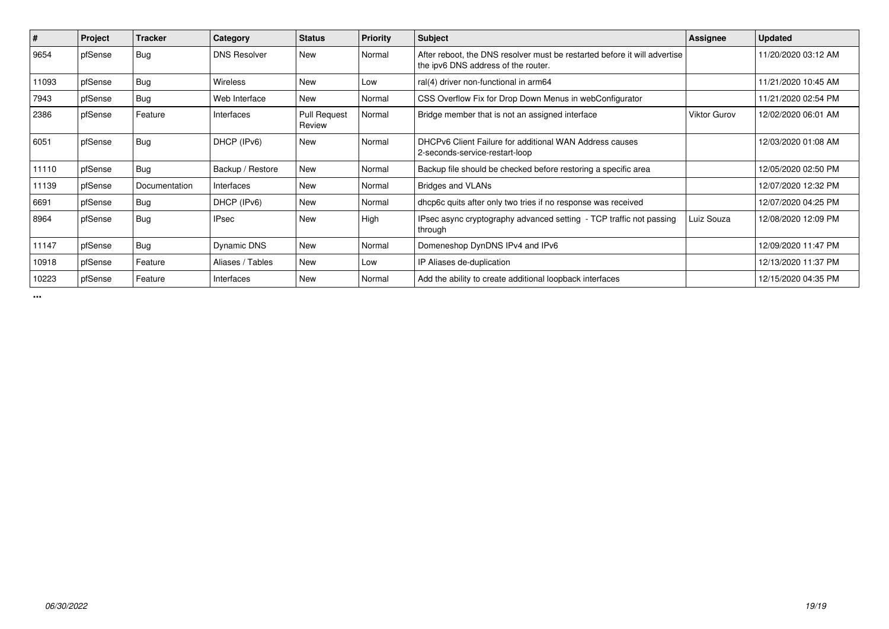| # | Project | Tracker | Category | Status | Priority | Subject | Assignee | Updated |
|---|---|---|---|---|---|---|---|---|
| 9654 | pfSense | Bug | DNS Resolver | New | Normal | After reboot, the DNS resolver must be restarted before it will advertise the ipv6 DNS address of the router. | | 11/20/2020 03:12 AM |
| 11093 | pfSense | Bug | Wireless | New | Low | ral(4) driver non-functional in arm64 | | 11/21/2020 10:45 AM |
| 7943 | pfSense | Bug | Web Interface | New | Normal | CSS Overflow Fix for Drop Down Menus in webConfigurator | | 11/21/2020 02:54 PM |
| 2386 | pfSense | Feature | Interfaces | Pull Request Review | Normal | Bridge member that is not an assigned interface | Viktor Gurov | 12/02/2020 06:01 AM |
| 6051 | pfSense | Bug | DHCP (IPv6) | New | Normal | DHCPv6 Client Failure for additional WAN Address causes 2-seconds-service-restart-loop | | 12/03/2020 01:08 AM |
| 11110 | pfSense | Bug | Backup / Restore | New | Normal | Backup file should be checked before restoring a specific area | | 12/05/2020 02:50 PM |
| 11139 | pfSense | Documentation | Interfaces | New | Normal | Bridges and VLANs | | 12/07/2020 12:32 PM |
| 6691 | pfSense | Bug | DHCP (IPv6) | New | Normal | dhcp6c quits after only two tries if no response was received | | 12/07/2020 04:25 PM |
| 8964 | pfSense | Bug | IPsec | New | High | IPsec async cryptography advanced setting - TCP traffic not passing through | Luiz Souza | 12/08/2020 12:09 PM |
| 11147 | pfSense | Bug | Dynamic DNS | New | Normal | Domeneshop DynDNS IPv4 and IPv6 | | 12/09/2020 11:47 PM |
| 10918 | pfSense | Feature | Aliases / Tables | New | Low | IP Aliases de-duplication | | 12/13/2020 11:37 PM |
| 10223 | pfSense | Feature | Interfaces | New | Normal | Add the ability to create additional loopback interfaces | | 12/15/2020 04:35 PM |

...